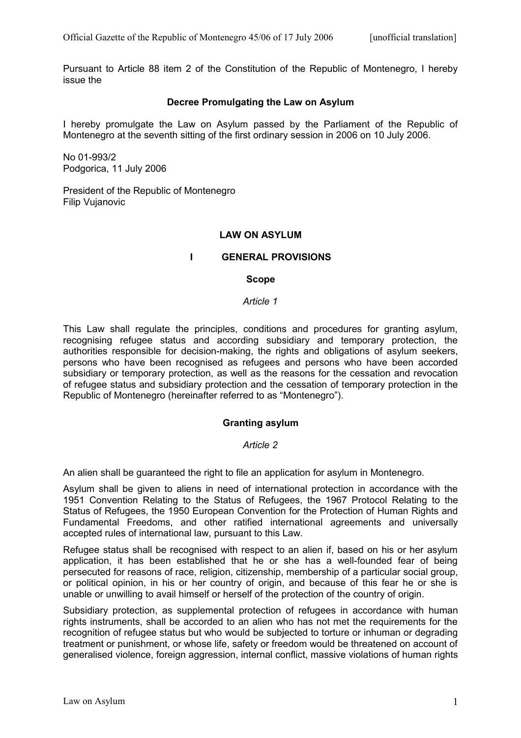Pursuant to Article 88 item 2 of the Constitution of the Republic of Montenegro, I hereby issue the

**Decree Promulgating the Law on Asylum**

I hereby promulgate the Law on Asylum passed by the Parliament of the Republic of Montenegro at the seventh sitting of the first ordinary session in 2006 on 10 July 2006.

No 01-993/2
Podgorica, 11 July 2006

President of the Republic of Montenegro
Filip Vujanovic

# LAW ON ASYLUM

## I GENERAL PROVISIONS

### Scope

*Article 1*

This Law shall regulate the principles, conditions and procedures for granting asylum, recognising refugee status and according subsidiary and temporary protection, the authorities responsible for decision-making, the rights and obligations of asylum seekers, persons who have been recognised as refugees and persons who have been accorded subsidiary or temporary protection, as well as the reasons for the cessation and revocation of refugee status and subsidiary protection and the cessation of temporary protection in the Republic of Montenegro (hereinafter referred to as "Montenegro").

### Granting asylum

*Article 2*

An alien shall be guaranteed the right to file an application for asylum in Montenegro.

Asylum shall be given to aliens in need of international protection in accordance with the 1951 Convention Relating to the Status of Refugees, the 1967 Protocol Relating to the Status of Refugees, the 1950 European Convention for the Protection of Human Rights and Fundamental Freedoms, and other ratified international agreements and universally accepted rules of international law, pursuant to this Law.

Refugee status shall be recognised with respect to an alien if, based on his or her asylum application, it has been established that he or she has a well-founded fear of being persecuted for reasons of race, religion, citizenship, membership of a particular social group, or political opinion, in his or her country of origin, and because of this fear he or she is unable or unwilling to avail himself or herself of the protection of the country of origin.

Subsidiary protection, as supplemental protection of refugees in accordance with human rights instruments, shall be accorded to an alien who has not met the requirements for the recognition of refugee status but who would be subjected to torture or inhuman or degrading treatment or punishment, or whose life, safety or freedom would be threatened on account of generalised violence, foreign aggression, internal conflict, massive violations of human rights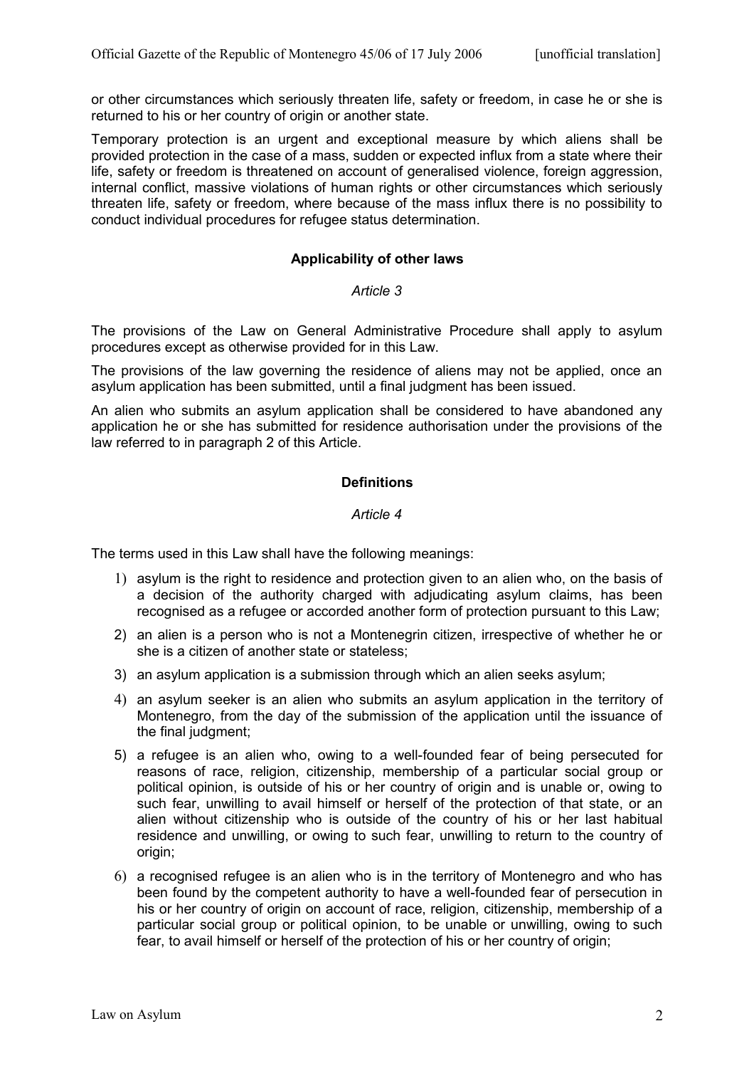or other circumstances which seriously threaten life, safety or freedom, in case he or she is returned to his or her country of origin or another state.

Temporary protection is an urgent and exceptional measure by which aliens shall be provided protection in the case of a mass, sudden or expected influx from a state where their life, safety or freedom is threatened on account of generalised violence, foreign aggression, internal conflict, massive violations of human rights or other circumstances which seriously threaten life, safety or freedom, where because of the mass influx there is no possibility to conduct individual procedures for refugee status determination.

**Applicability of other laws**

*Article 3*

The provisions of the Law on General Administrative Procedure shall apply to asylum procedures except as otherwise provided for in this Law.

The provisions of the law governing the residence of aliens may not be applied, once an asylum application has been submitted, until a final judgment has been issued.

An alien who submits an asylum application shall be considered to have abandoned any application he or she has submitted for residence authorisation under the provisions of the law referred to in paragraph 2 of this Article.

**Definitions**

*Article 4*

The terms used in this Law shall have the following meanings:

1) asylum is the right to residence and protection given to an alien who, on the basis of a decision of the authority charged with adjudicating asylum claims, has been recognised as a refugee or accorded another form of protection pursuant to this Law;
2) an alien is a person who is not a Montenegrin citizen, irrespective of whether he or she is a citizen of another state or stateless;
3) an asylum application is a submission through which an alien seeks asylum;
4) an asylum seeker is an alien who submits an asylum application in the territory of Montenegro, from the day of the submission of the application until the issuance of the final judgment;
5) a refugee is an alien who, owing to a well-founded fear of being persecuted for reasons of race, religion, citizenship, membership of a particular social group or political opinion, is outside of his or her country of origin and is unable or, owing to such fear, unwilling to avail himself or herself of the protection of that state, or an alien without citizenship who is outside of the country of his or her last habitual residence and unwilling, or owing to such fear, unwilling to return to the country of origin;
6) a recognised refugee is an alien who is in the territory of Montenegro and who has been found by the competent authority to have a well-founded fear of persecution in his or her country of origin on account of race, religion, citizenship, membership of a particular social group or political opinion, to be unable or unwilling, owing to such fear, to avail himself or herself of the protection of his or her country of origin;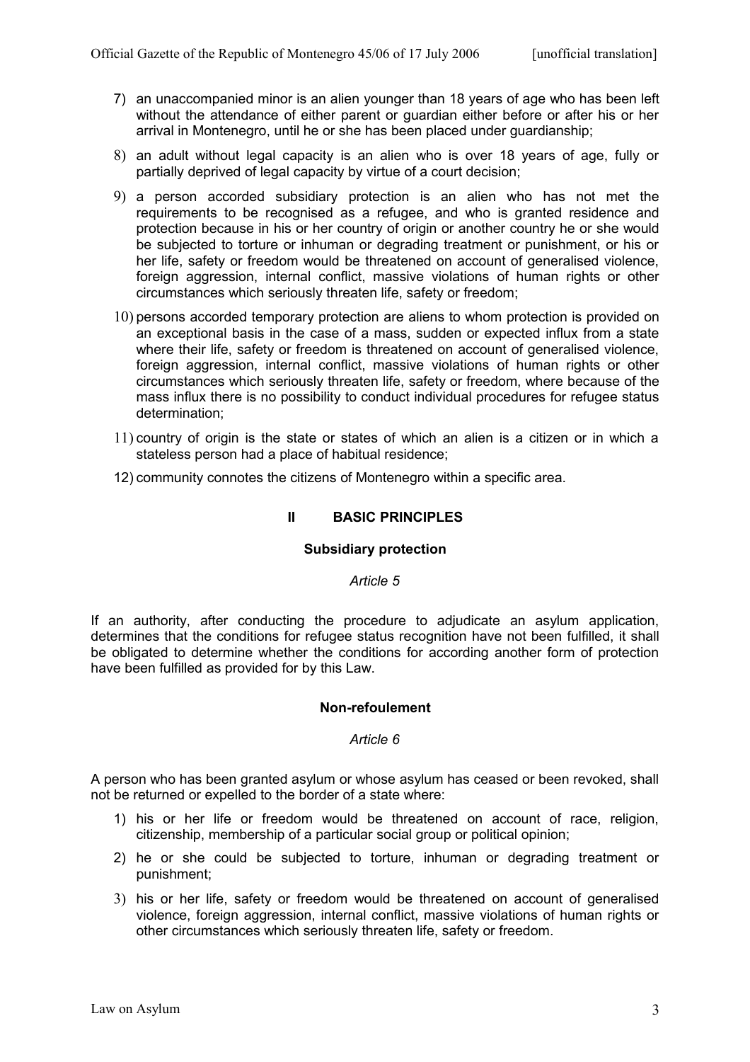7) an unaccompanied minor is an alien younger than 18 years of age who has been left without the attendance of either parent or guardian either before or after his or her arrival in Montenegro, until he or she has been placed under guardianship;

8) an adult without legal capacity is an alien who is over 18 years of age, fully or partially deprived of legal capacity by virtue of a court decision;

9) a person accorded subsidiary protection is an alien who has not met the requirements to be recognised as a refugee, and who is granted residence and protection because in his or her country of origin or another country he or she would be subjected to torture or inhuman or degrading treatment or punishment, or his or her life, safety or freedom would be threatened on account of generalised violence, foreign aggression, internal conflict, massive violations of human rights or other circumstances which seriously threaten life, safety or freedom;

10) persons accorded temporary protection are aliens to whom protection is provided on an exceptional basis in the case of a mass, sudden or expected influx from a state where their life, safety or freedom is threatened on account of generalised violence, foreign aggression, internal conflict, massive violations of human rights or other circumstances which seriously threaten life, safety or freedom, where because of the mass influx there is no possibility to conduct individual procedures for refugee status determination;

11) country of origin is the state or states of which an alien is a citizen or in which a stateless person had a place of habitual residence;

12) community connotes the citizens of Montenegro within a specific area.

## II BASIC PRINCIPLES

### Subsidiary protection

*Article 5*

If an authority, after conducting the procedure to adjudicate an asylum application, determines that the conditions for refugee status recognition have not been fulfilled, it shall be obligated to determine whether the conditions for according another form of protection have been fulfilled as provided for by this Law.

### Non-refoulement

*Article 6*

A person who has been granted asylum or whose asylum has ceased or been revoked, shall not be returned or expelled to the border of a state where:

1) his or her life or freedom would be threatened on account of race, religion, citizenship, membership of a particular social group or political opinion;

2) he or she could be subjected to torture, inhuman or degrading treatment or punishment;

3) his or her life, safety or freedom would be threatened on account of generalised violence, foreign aggression, internal conflict, massive violations of human rights or other circumstances which seriously threaten life, safety or freedom.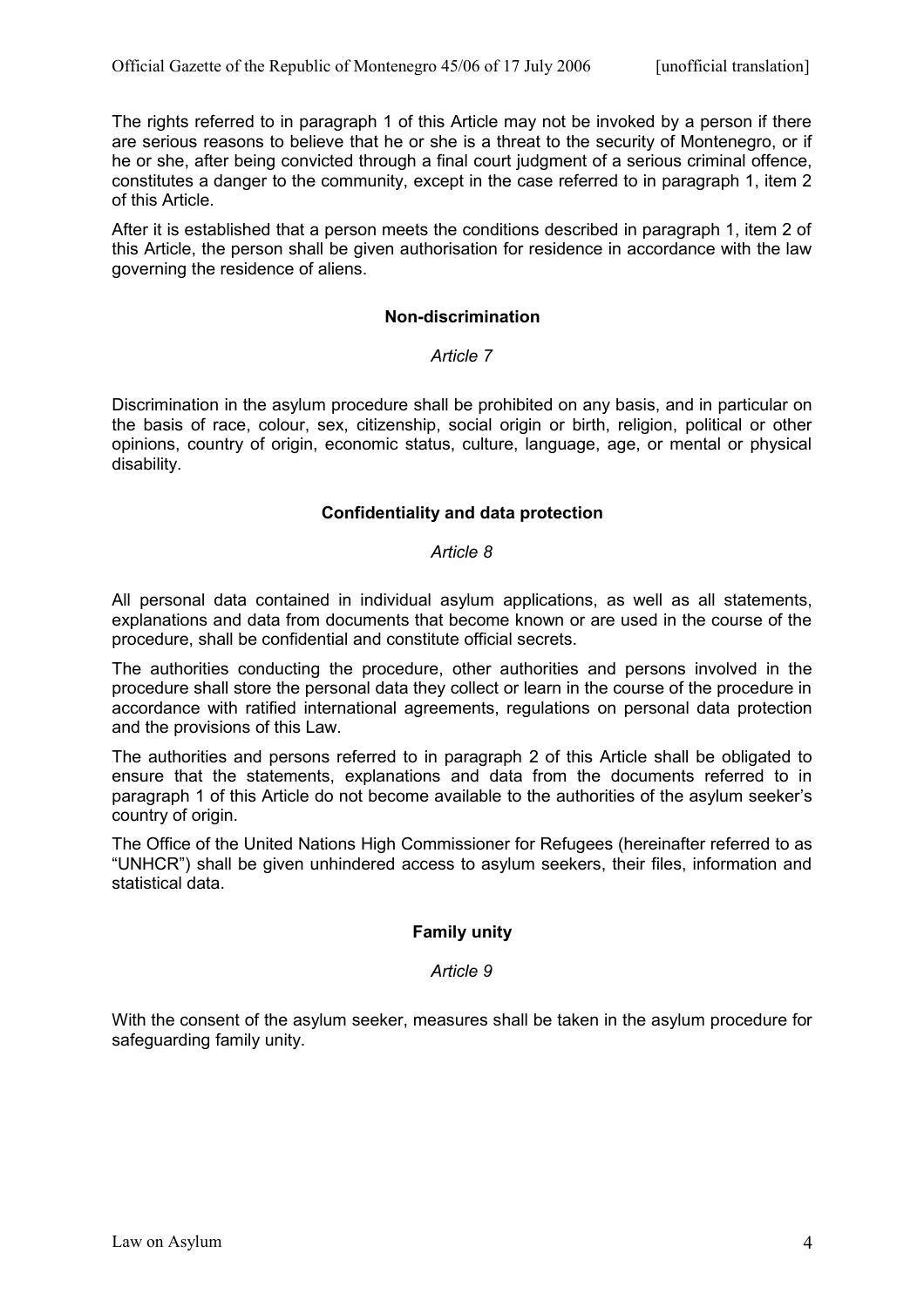The rights referred to in paragraph 1 of this Article may not be invoked by a person if there are serious reasons to believe that he or she is a threat to the security of Montenegro, or if he or she, after being convicted through a final court judgment of a serious criminal offence, constitutes a danger to the community, except in the case referred to in paragraph 1, item 2 of this Article.

After it is established that a person meets the conditions described in paragraph 1, item 2 of this Article, the person shall be given authorisation for residence in accordance with the law governing the residence of aliens.

### Non-discrimination

*Article 7*

Discrimination in the asylum procedure shall be prohibited on any basis, and in particular on the basis of race, colour, sex, citizenship, social origin or birth, religion, political or other opinions, country of origin, economic status, culture, language, age, or mental or physical disability.

### Confidentiality and data protection

*Article 8*

All personal data contained in individual asylum applications, as well as all statements, explanations and data from documents that become known or are used in the course of the procedure, shall be confidential and constitute official secrets.

The authorities conducting the procedure, other authorities and persons involved in the procedure shall store the personal data they collect or learn in the course of the procedure in accordance with ratified international agreements, regulations on personal data protection and the provisions of this Law.

The authorities and persons referred to in paragraph 2 of this Article shall be obligated to ensure that the statements, explanations and data from the documents referred to in paragraph 1 of this Article do not become available to the authorities of the asylum seeker's country of origin.

The Office of the United Nations High Commissioner for Refugees (hereinafter referred to as "UNHCR") shall be given unhindered access to asylum seekers, their files, information and statistical data.

### Family unity

*Article 9*

With the consent of the asylum seeker, measures shall be taken in the asylum procedure for safeguarding family unity.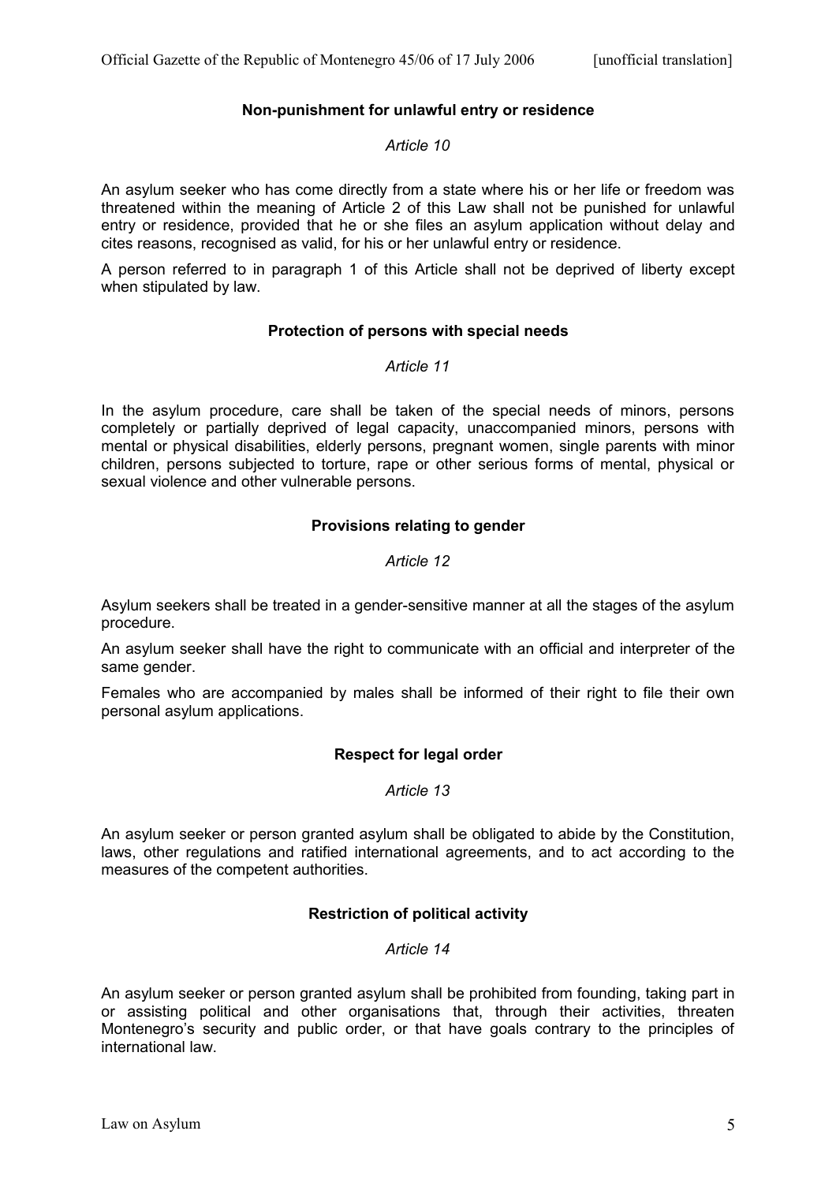## Non-punishment for unlawful entry or residence

*Article 10*

An asylum seeker who has come directly from a state where his or her life or freedom was threatened within the meaning of Article 2 of this Law shall not be punished for unlawful entry or residence, provided that he or she files an asylum application without delay and cites reasons, recognised as valid, for his or her unlawful entry or residence.

A person referred to in paragraph 1 of this Article shall not be deprived of liberty except when stipulated by law.

## Protection of persons with special needs

*Article 11*

In the asylum procedure, care shall be taken of the special needs of minors, persons completely or partially deprived of legal capacity, unaccompanied minors, persons with mental or physical disabilities, elderly persons, pregnant women, single parents with minor children, persons subjected to torture, rape or other serious forms of mental, physical or sexual violence and other vulnerable persons.

## Provisions relating to gender

*Article 12*

Asylum seekers shall be treated in a gender-sensitive manner at all the stages of the asylum procedure.

An asylum seeker shall have the right to communicate with an official and interpreter of the same gender.

Females who are accompanied by males shall be informed of their right to file their own personal asylum applications.

## Respect for legal order

*Article 13*

An asylum seeker or person granted asylum shall be obligated to abide by the Constitution, laws, other regulations and ratified international agreements, and to act according to the measures of the competent authorities.

## Restriction of political activity

*Article 14*

An asylum seeker or person granted asylum shall be prohibited from founding, taking part in or assisting political and other organisations that, through their activities, threaten Montenegro's security and public order, or that have goals contrary to the principles of international law.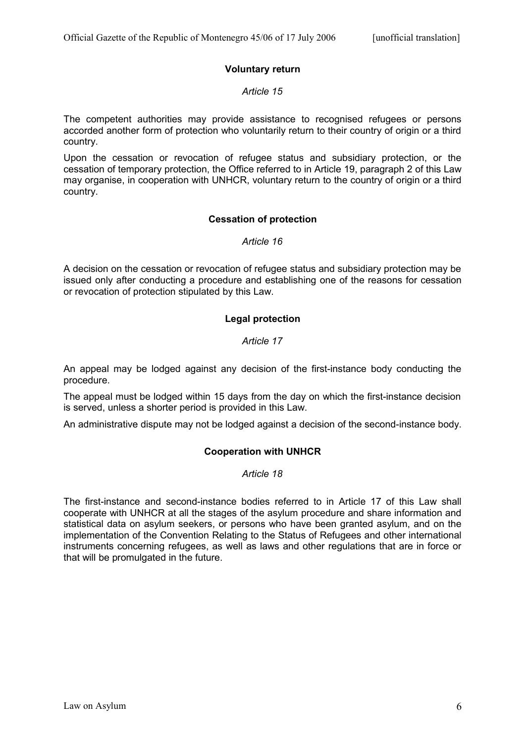### Voluntary return

*Article 15*

The competent authorities may provide assistance to recognised refugees or persons accorded another form of protection who voluntarily return to their country of origin or a third country.

Upon the cessation or revocation of refugee status and subsidiary protection, or the cessation of temporary protection, the Office referred to in Article 19, paragraph 2 of this Law may organise, in cooperation with UNHCR, voluntary return to the country of origin or a third country.

### Cessation of protection

*Article 16*

A decision on the cessation or revocation of refugee status and subsidiary protection may be issued only after conducting a procedure and establishing one of the reasons for cessation or revocation of protection stipulated by this Law.

### Legal protection

*Article 17*

An appeal may be lodged against any decision of the first-instance body conducting the procedure.

The appeal must be lodged within 15 days from the day on which the first-instance decision is served, unless a shorter period is provided in this Law.

An administrative dispute may not be lodged against a decision of the second-instance body.

### Cooperation with UNHCR

*Article 18*

The first-instance and second-instance bodies referred to in Article 17 of this Law shall cooperate with UNHCR at all the stages of the asylum procedure and share information and statistical data on asylum seekers, or persons who have been granted asylum, and on the implementation of the Convention Relating to the Status of Refugees and other international instruments concerning refugees, as well as laws and other regulations that are in force or that will be promulgated in the future.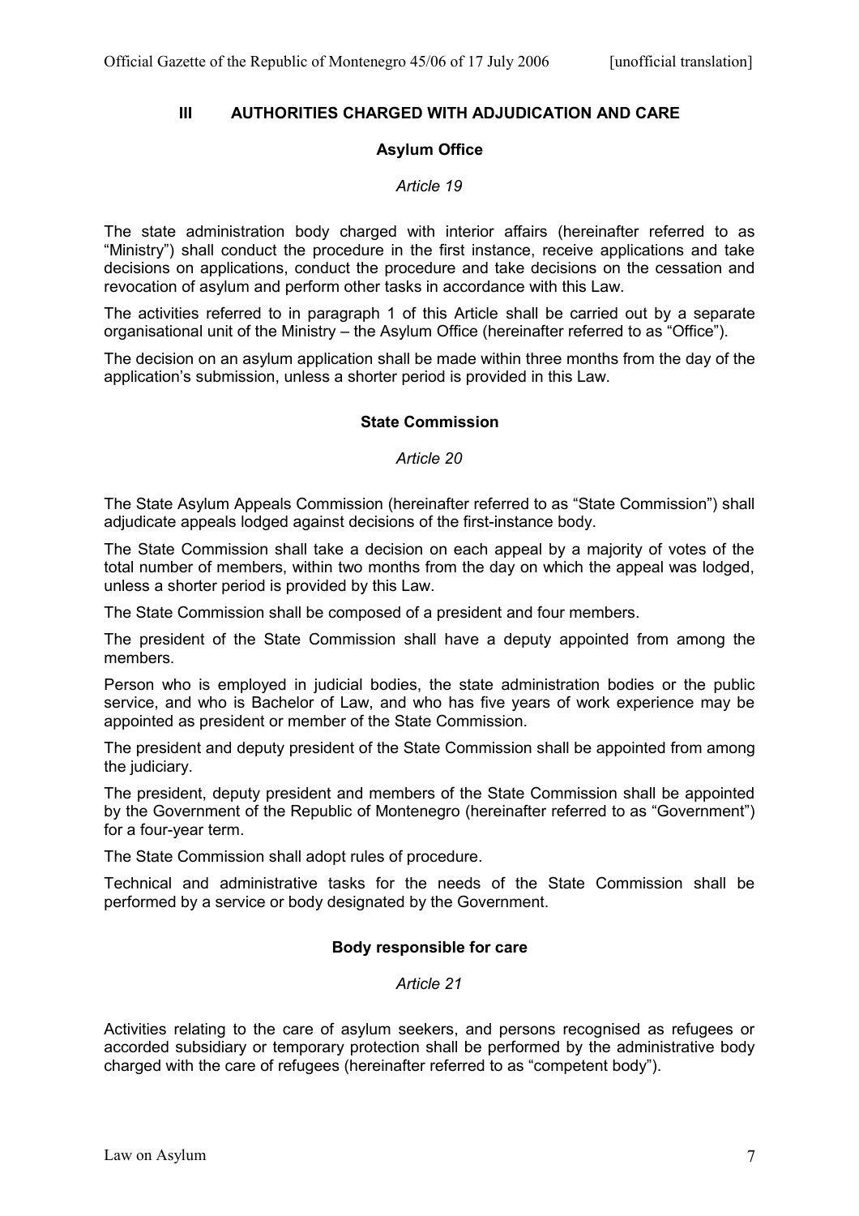## III AUTHORITIES CHARGED WITH ADJUDICATION AND CARE

### Asylum Office

*Article 19*

The state administration body charged with interior affairs (hereinafter referred to as "Ministry") shall conduct the procedure in the first instance, receive applications and take decisions on applications, conduct the procedure and take decisions on the cessation and revocation of asylum and perform other tasks in accordance with this Law.

The activities referred to in paragraph 1 of this Article shall be carried out by a separate organisational unit of the Ministry – the Asylum Office (hereinafter referred to as "Office").

The decision on an asylum application shall be made within three months from the day of the application's submission, unless a shorter period is provided in this Law.

### State Commission

*Article 20*

The State Asylum Appeals Commission (hereinafter referred to as "State Commission") shall adjudicate appeals lodged against decisions of the first-instance body.

The State Commission shall take a decision on each appeal by a majority of votes of the total number of members, within two months from the day on which the appeal was lodged, unless a shorter period is provided by this Law.

The State Commission shall be composed of a president and four members.

The president of the State Commission shall have a deputy appointed from among the members.

Person who is employed in judicial bodies, the state administration bodies or the public service, and who is Bachelor of Law, and who has five years of work experience may be appointed as president or member of the State Commission.

The president and deputy president of the State Commission shall be appointed from among the judiciary.

The president, deputy president and members of the State Commission shall be appointed by the Government of the Republic of Montenegro (hereinafter referred to as "Government") for a four-year term.

The State Commission shall adopt rules of procedure.

Technical and administrative tasks for the needs of the State Commission shall be performed by a service or body designated by the Government.

### Body responsible for care

*Article 21*

Activities relating to the care of asylum seekers, and persons recognised as refugees or accorded subsidiary or temporary protection shall be performed by the administrative body charged with the care of refugees (hereinafter referred to as "competent body").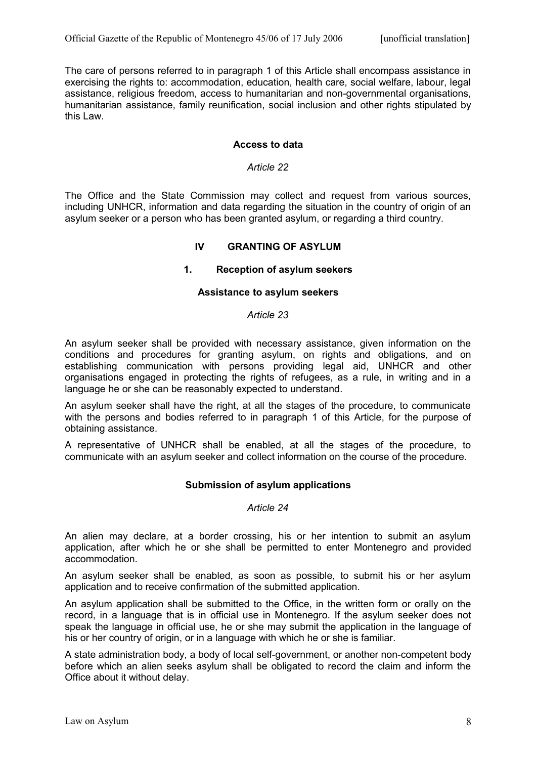The care of persons referred to in paragraph 1 of this Article shall encompass assistance in exercising the rights to: accommodation, education, health care, social welfare, labour, legal assistance, religious freedom, access to humanitarian and non-governmental organisations, humanitarian assistance, family reunification, social inclusion and other rights stipulated by this Law.

### Access to data

*Article 22*

The Office and the State Commission may collect and request from various sources, including UNHCR, information and data regarding the situation in the country of origin of an asylum seeker or a person who has been granted asylum, or regarding a third country.

## IV GRANTING OF ASYLUM

### 1. Reception of asylum seekers

### Assistance to asylum seekers

*Article 23*

An asylum seeker shall be provided with necessary assistance, given information on the conditions and procedures for granting asylum, on rights and obligations, and on establishing communication with persons providing legal aid, UNHCR and other organisations engaged in protecting the rights of refugees, as a rule, in writing and in a language he or she can be reasonably expected to understand.

An asylum seeker shall have the right, at all the stages of the procedure, to communicate with the persons and bodies referred to in paragraph 1 of this Article, for the purpose of obtaining assistance.

A representative of UNHCR shall be enabled, at all the stages of the procedure, to communicate with an asylum seeker and collect information on the course of the procedure.

### Submission of asylum applications

*Article 24*

An alien may declare, at a border crossing, his or her intention to submit an asylum application, after which he or she shall be permitted to enter Montenegro and provided accommodation.

An asylum seeker shall be enabled, as soon as possible, to submit his or her asylum application and to receive confirmation of the submitted application.

An asylum application shall be submitted to the Office, in the written form or orally on the record, in a language that is in official use in Montenegro. If the asylum seeker does not speak the language in official use, he or she may submit the application in the language of his or her country of origin, or in a language with which he or she is familiar.

A state administration body, a body of local self-government, or another non-competent body before which an alien seeks asylum shall be obligated to record the claim and inform the Office about it without delay.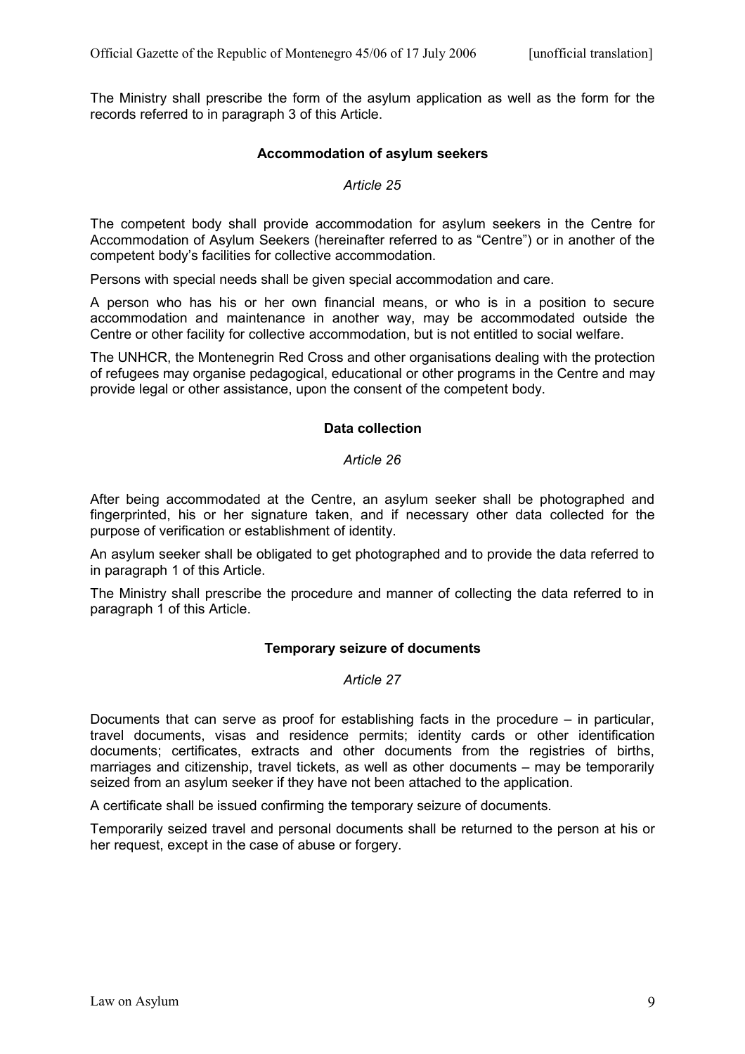The Ministry shall prescribe the form of the asylum application as well as the form for the records referred to in paragraph 3 of this Article.

### Accommodation of asylum seekers

*Article 25*

The competent body shall provide accommodation for asylum seekers in the Centre for Accommodation of Asylum Seekers (hereinafter referred to as "Centre") or in another of the competent body's facilities for collective accommodation.

Persons with special needs shall be given special accommodation and care.

A person who has his or her own financial means, or who is in a position to secure accommodation and maintenance in another way, may be accommodated outside the Centre or other facility for collective accommodation, but is not entitled to social welfare.

The UNHCR, the Montenegrin Red Cross and other organisations dealing with the protection of refugees may organise pedagogical, educational or other programs in the Centre and may provide legal or other assistance, upon the consent of the competent body.

### Data collection

*Article 26*

After being accommodated at the Centre, an asylum seeker shall be photographed and fingerprinted, his or her signature taken, and if necessary other data collected for the purpose of verification or establishment of identity.

An asylum seeker shall be obligated to get photographed and to provide the data referred to in paragraph 1 of this Article.

The Ministry shall prescribe the procedure and manner of collecting the data referred to in paragraph 1 of this Article.

### Temporary seizure of documents

*Article 27*

Documents that can serve as proof for establishing facts in the procedure – in particular, travel documents, visas and residence permits; identity cards or other identification documents; certificates, extracts and other documents from the registries of births, marriages and citizenship, travel tickets, as well as other documents – may be temporarily seized from an asylum seeker if they have not been attached to the application.

A certificate shall be issued confirming the temporary seizure of documents.

Temporarily seized travel and personal documents shall be returned to the person at his or her request, except in the case of abuse or forgery.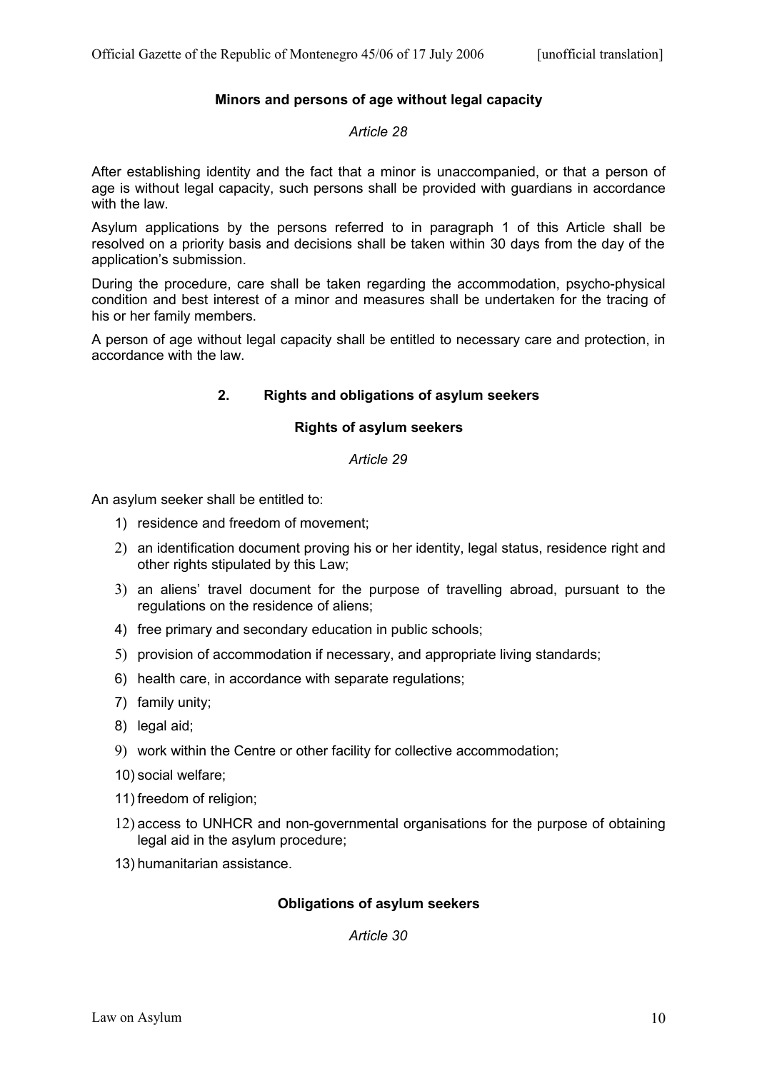### Minors and persons of age without legal capacity

*Article 28*

After establishing identity and the fact that a minor is unaccompanied, or that a person of age is without legal capacity, such persons shall be provided with guardians in accordance with the law.

Asylum applications by the persons referred to in paragraph 1 of this Article shall be resolved on a priority basis and decisions shall be taken within 30 days from the day of the application's submission.

During the procedure, care shall be taken regarding the accommodation, psycho-physical condition and best interest of a minor and measures shall be undertaken for the tracing of his or her family members.

A person of age without legal capacity shall be entitled to necessary care and protection, in accordance with the law.

## 2. Rights and obligations of asylum seekers

### Rights of asylum seekers

*Article 29*

An asylum seeker shall be entitled to:

1) residence and freedom of movement;
2) an identification document proving his or her identity, legal status, residence right and other rights stipulated by this Law;
3) an aliens' travel document for the purpose of travelling abroad, pursuant to the regulations on the residence of aliens;
4) free primary and secondary education in public schools;
5) provision of accommodation if necessary, and appropriate living standards;
6) health care, in accordance with separate regulations;
7) family unity;
8) legal aid;
9) work within the Centre or other facility for collective accommodation;
10) social welfare;
11) freedom of religion;
12) access to UNHCR and non-governmental organisations for the purpose of obtaining legal aid in the asylum procedure;
13) humanitarian assistance.

### Obligations of asylum seekers

*Article 30*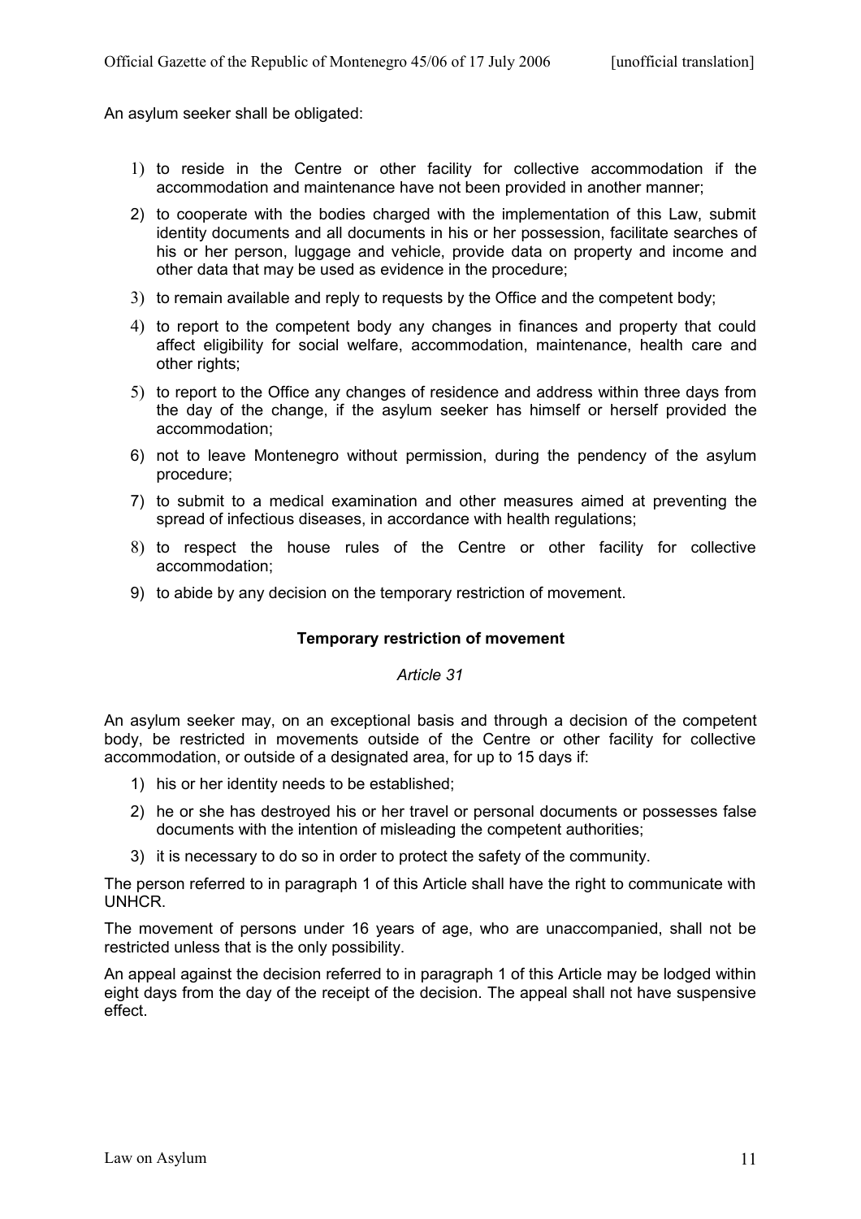An asylum seeker shall be obligated:

1) to reside in the Centre or other facility for collective accommodation if the accommodation and maintenance have not been provided in another manner;
2) to cooperate with the bodies charged with the implementation of this Law, submit identity documents and all documents in his or her possession, facilitate searches of his or her person, luggage and vehicle, provide data on property and income and other data that may be used as evidence in the procedure;
3) to remain available and reply to requests by the Office and the competent body;
4) to report to the competent body any changes in finances and property that could affect eligibility for social welfare, accommodation, maintenance, health care and other rights;
5) to report to the Office any changes of residence and address within three days from the day of the change, if the asylum seeker has himself or herself provided the accommodation;
6) not to leave Montenegro without permission, during the pendency of the asylum procedure;
7) to submit to a medical examination and other measures aimed at preventing the spread of infectious diseases, in accordance with health regulations;
8) to respect the house rules of the Centre or other facility for collective accommodation;
9) to abide by any decision on the temporary restriction of movement.

### Temporary restriction of movement

*Article 31*

An asylum seeker may, on an exceptional basis and through a decision of the competent body, be restricted in movements outside of the Centre or other facility for collective accommodation, or outside of a designated area, for up to 15 days if:

1) his or her identity needs to be established;
2) he or she has destroyed his or her travel or personal documents or possesses false documents with the intention of misleading the competent authorities;
3) it is necessary to do so in order to protect the safety of the community.

The person referred to in paragraph 1 of this Article shall have the right to communicate with UNHCR.

The movement of persons under 16 years of age, who are unaccompanied, shall not be restricted unless that is the only possibility.

An appeal against the decision referred to in paragraph 1 of this Article may be lodged within eight days from the day of the receipt of the decision. The appeal shall not have suspensive effect.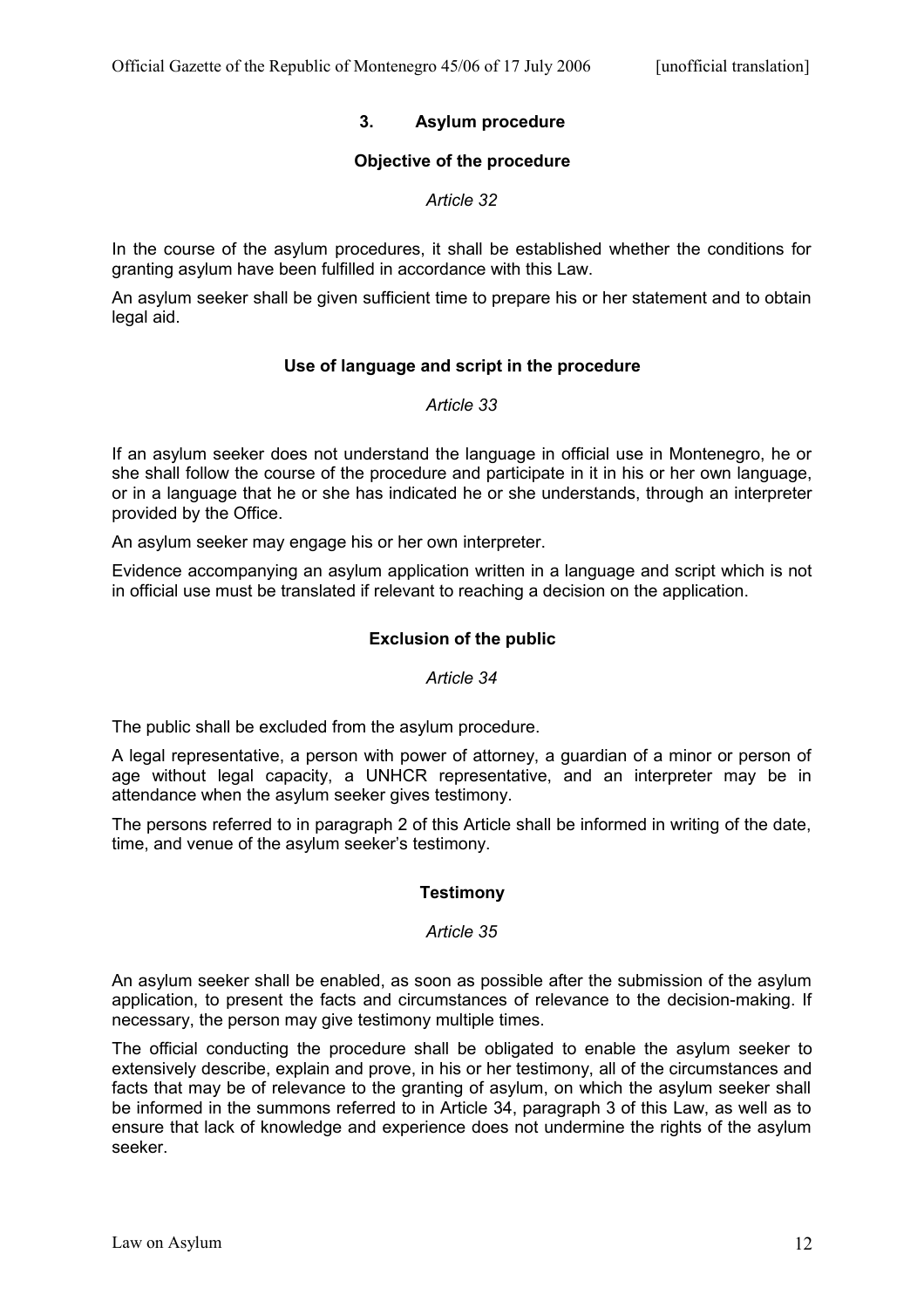## 3. Asylum procedure

### Objective of the procedure

*Article 32*

In the course of the asylum procedures, it shall be established whether the conditions for granting asylum have been fulfilled in accordance with this Law.

An asylum seeker shall be given sufficient time to prepare his or her statement and to obtain legal aid.

### Use of language and script in the procedure

*Article 33*

If an asylum seeker does not understand the language in official use in Montenegro, he or she shall follow the course of the procedure and participate in it in his or her own language, or in a language that he or she has indicated he or she understands, through an interpreter provided by the Office.

An asylum seeker may engage his or her own interpreter.

Evidence accompanying an asylum application written in a language and script which is not in official use must be translated if relevant to reaching a decision on the application.

### Exclusion of the public

*Article 34*

The public shall be excluded from the asylum procedure.

A legal representative, a person with power of attorney, a guardian of a minor or person of age without legal capacity, a UNHCR representative, and an interpreter may be in attendance when the asylum seeker gives testimony.

The persons referred to in paragraph 2 of this Article shall be informed in writing of the date, time, and venue of the asylum seeker's testimony.

### Testimony

*Article 35*

An asylum seeker shall be enabled, as soon as possible after the submission of the asylum application, to present the facts and circumstances of relevance to the decision-making. If necessary, the person may give testimony multiple times.

The official conducting the procedure shall be obligated to enable the asylum seeker to extensively describe, explain and prove, in his or her testimony, all of the circumstances and facts that may be of relevance to the granting of asylum, on which the asylum seeker shall be informed in the summons referred to in Article 34, paragraph 3 of this Law, as well as to ensure that lack of knowledge and experience does not undermine the rights of the asylum seeker.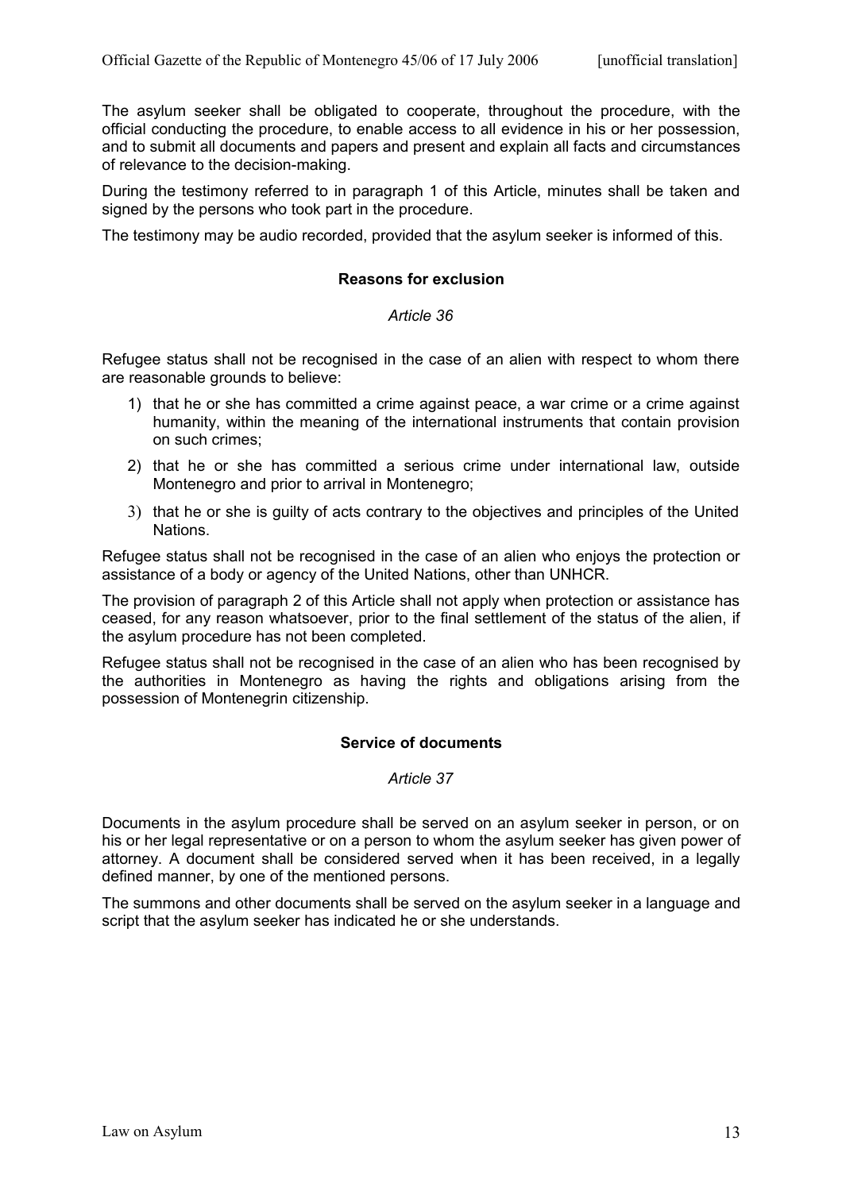The asylum seeker shall be obligated to cooperate, throughout the procedure, with the official conducting the procedure, to enable access to all evidence in his or her possession, and to submit all documents and papers and present and explain all facts and circumstances of relevance to the decision-making.

During the testimony referred to in paragraph 1 of this Article, minutes shall be taken and signed by the persons who took part in the procedure.

The testimony may be audio recorded, provided that the asylum seeker is informed of this.

### Reasons for exclusion

*Article 36*

Refugee status shall not be recognised in the case of an alien with respect to whom there are reasonable grounds to believe:

1) that he or she has committed a crime against peace, a war crime or a crime against humanity, within the meaning of the international instruments that contain provision on such crimes;
2) that he or she has committed a serious crime under international law, outside Montenegro and prior to arrival in Montenegro;
3) that he or she is guilty of acts contrary to the objectives and principles of the United Nations.

Refugee status shall not be recognised in the case of an alien who enjoys the protection or assistance of a body or agency of the United Nations, other than UNHCR.

The provision of paragraph 2 of this Article shall not apply when protection or assistance has ceased, for any reason whatsoever, prior to the final settlement of the status of the alien, if the asylum procedure has not been completed.

Refugee status shall not be recognised in the case of an alien who has been recognised by the authorities in Montenegro as having the rights and obligations arising from the possession of Montenegrin citizenship.

### Service of documents

*Article 37*

Documents in the asylum procedure shall be served on an asylum seeker in person, or on his or her legal representative or on a person to whom the asylum seeker has given power of attorney. A document shall be considered served when it has been received, in a legally defined manner, by one of the mentioned persons.

The summons and other documents shall be served on the asylum seeker in a language and script that the asylum seeker has indicated he or she understands.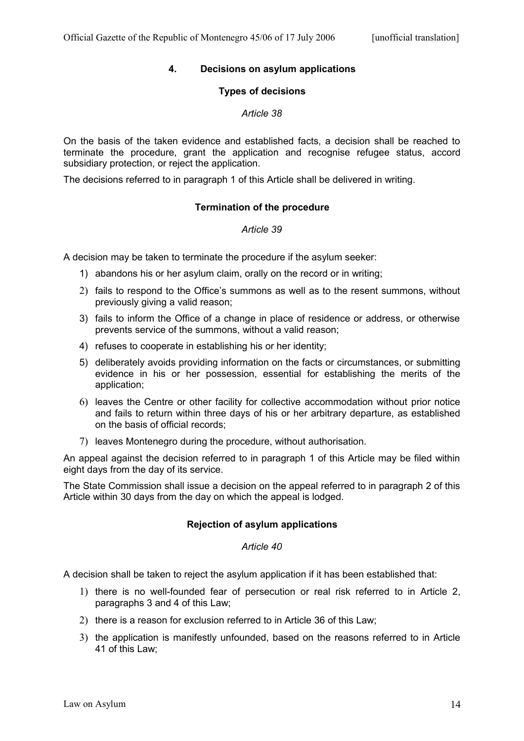## 4. Decisions on asylum applications

### Types of decisions

*Article 38*

On the basis of the taken evidence and established facts, a decision shall be reached to terminate the procedure, grant the application and recognise refugee status, accord subsidiary protection, or reject the application.

The decisions referred to in paragraph 1 of this Article shall be delivered in writing.

### Termination of the procedure

*Article 39*

A decision may be taken to terminate the procedure if the asylum seeker:

1) abandons his or her asylum claim, orally on the record or in writing;
2) fails to respond to the Office's summons as well as to the resent summons, without previously giving a valid reason;
3) fails to inform the Office of a change in place of residence or address, or otherwise prevents service of the summons, without a valid reason;
4) refuses to cooperate in establishing his or her identity;
5) deliberately avoids providing information on the facts or circumstances, or submitting evidence in his or her possession, essential for establishing the merits of the application;
6) leaves the Centre or other facility for collective accommodation without prior notice and fails to return within three days of his or her arbitrary departure, as established on the basis of official records;
7) leaves Montenegro during the procedure, without authorisation.

An appeal against the decision referred to in paragraph 1 of this Article may be filed within eight days from the day of its service.

The State Commission shall issue a decision on the appeal referred to in paragraph 2 of this Article within 30 days from the day on which the appeal is lodged.

### Rejection of asylum applications

*Article 40*

A decision shall be taken to reject the asylum application if it has been established that:

1) there is no well-founded fear of persecution or real risk referred to in Article 2, paragraphs 3 and 4 of this Law;
2) there is a reason for exclusion referred to in Article 36 of this Law;
3) the application is manifestly unfounded, based on the reasons referred to in Article 41 of this Law;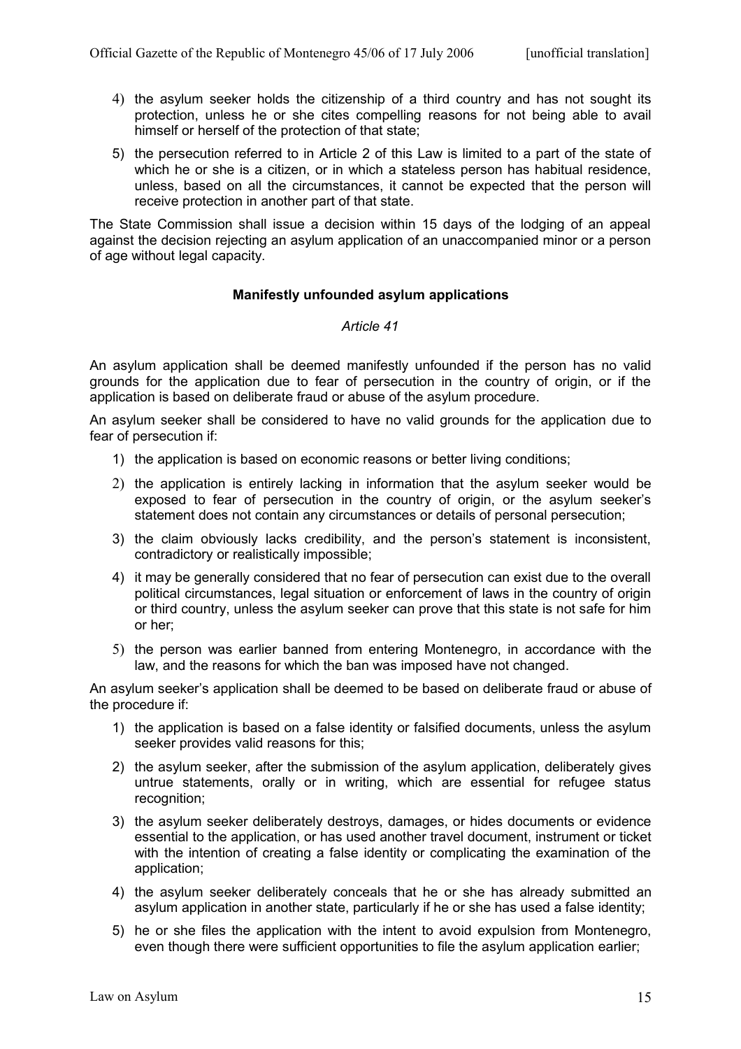4) the asylum seeker holds the citizenship of a third country and has not sought its protection, unless he or she cites compelling reasons for not being able to avail himself or herself of the protection of that state;

5) the persecution referred to in Article 2 of this Law is limited to a part of the state of which he or she is a citizen, or in which a stateless person has habitual residence, unless, based on all the circumstances, it cannot be expected that the person will receive protection in another part of that state.

The State Commission shall issue a decision within 15 days of the lodging of an appeal against the decision rejecting an asylum application of an unaccompanied minor or a person of age without legal capacity.

**Manifestly unfounded asylum applications**

*Article 41*

An asylum application shall be deemed manifestly unfounded if the person has no valid grounds for the application due to fear of persecution in the country of origin, or if the application is based on deliberate fraud or abuse of the asylum procedure.

An asylum seeker shall be considered to have no valid grounds for the application due to fear of persecution if:

1) the application is based on economic reasons or better living conditions;
2) the application is entirely lacking in information that the asylum seeker would be exposed to fear of persecution in the country of origin, or the asylum seeker's statement does not contain any circumstances or details of personal persecution;
3) the claim obviously lacks credibility, and the person's statement is inconsistent, contradictory or realistically impossible;
4) it may be generally considered that no fear of persecution can exist due to the overall political circumstances, legal situation or enforcement of laws in the country of origin or third country, unless the asylum seeker can prove that this state is not safe for him or her;
5) the person was earlier banned from entering Montenegro, in accordance with the law, and the reasons for which the ban was imposed have not changed.

An asylum seeker's application shall be deemed to be based on deliberate fraud or abuse of the procedure if:

1) the application is based on a false identity or falsified documents, unless the asylum seeker provides valid reasons for this;
2) the asylum seeker, after the submission of the asylum application, deliberately gives untrue statements, orally or in writing, which are essential for refugee status recognition;
3) the asylum seeker deliberately destroys, damages, or hides documents or evidence essential to the application, or has used another travel document, instrument or ticket with the intention of creating a false identity or complicating the examination of the application;
4) the asylum seeker deliberately conceals that he or she has already submitted an asylum application in another state, particularly if he or she has used a false identity;
5) he or she files the application with the intent to avoid expulsion from Montenegro, even though there were sufficient opportunities to file the asylum application earlier;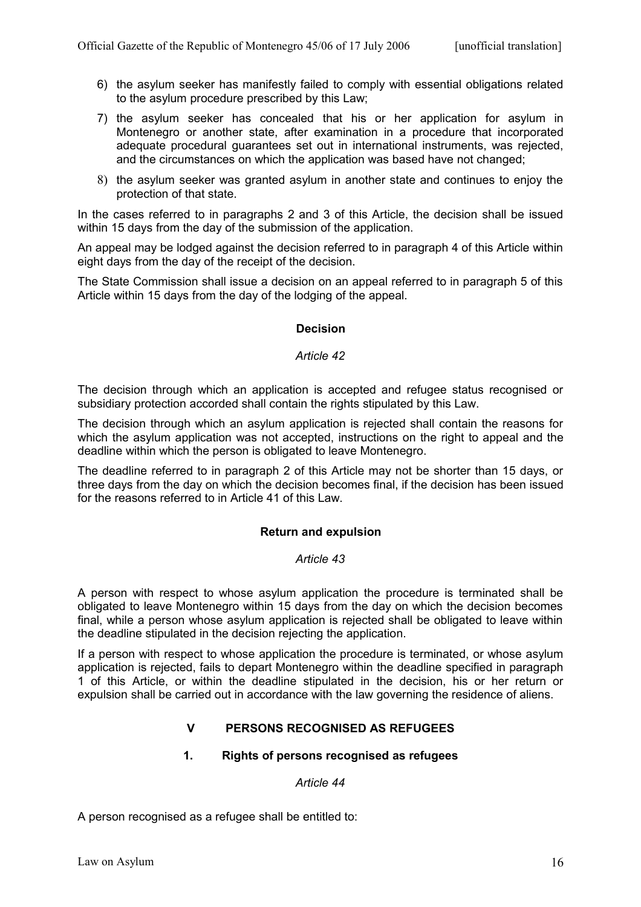6) the asylum seeker has manifestly failed to comply with essential obligations related to the asylum procedure prescribed by this Law;

7) the asylum seeker has concealed that his or her application for asylum in Montenegro or another state, after examination in a procedure that incorporated adequate procedural guarantees set out in international instruments, was rejected, and the circumstances on which the application was based have not changed;

8) the asylum seeker was granted asylum in another state and continues to enjoy the protection of that state.

In the cases referred to in paragraphs 2 and 3 of this Article, the decision shall be issued within 15 days from the day of the submission of the application.

An appeal may be lodged against the decision referred to in paragraph 4 of this Article within eight days from the day of the receipt of the decision.

The State Commission shall issue a decision on an appeal referred to in paragraph 5 of this Article within 15 days from the day of the lodging of the appeal.

#### Decision

*Article 42*

The decision through which an application is accepted and refugee status recognised or subsidiary protection accorded shall contain the rights stipulated by this Law.

The decision through which an asylum application is rejected shall contain the reasons for which the asylum application was not accepted, instructions on the right to appeal and the deadline within which the person is obligated to leave Montenegro.

The deadline referred to in paragraph 2 of this Article may not be shorter than 15 days, or three days from the day on which the decision becomes final, if the decision has been issued for the reasons referred to in Article 41 of this Law.

#### Return and expulsion

*Article 43*

A person with respect to whose asylum application the procedure is terminated shall be obligated to leave Montenegro within 15 days from the day on which the decision becomes final, while a person whose asylum application is rejected shall be obligated to leave within the deadline stipulated in the decision rejecting the application.

If a person with respect to whose application the procedure is terminated, or whose asylum application is rejected, fails to depart Montenegro within the deadline specified in paragraph 1 of this Article, or within the deadline stipulated in the decision, his or her return or expulsion shall be carried out in accordance with the law governing the residence of aliens.

## V PERSONS RECOGNISED AS REFUGEES

### 1. Rights of persons recognised as refugees

*Article 44*

A person recognised as a refugee shall be entitled to: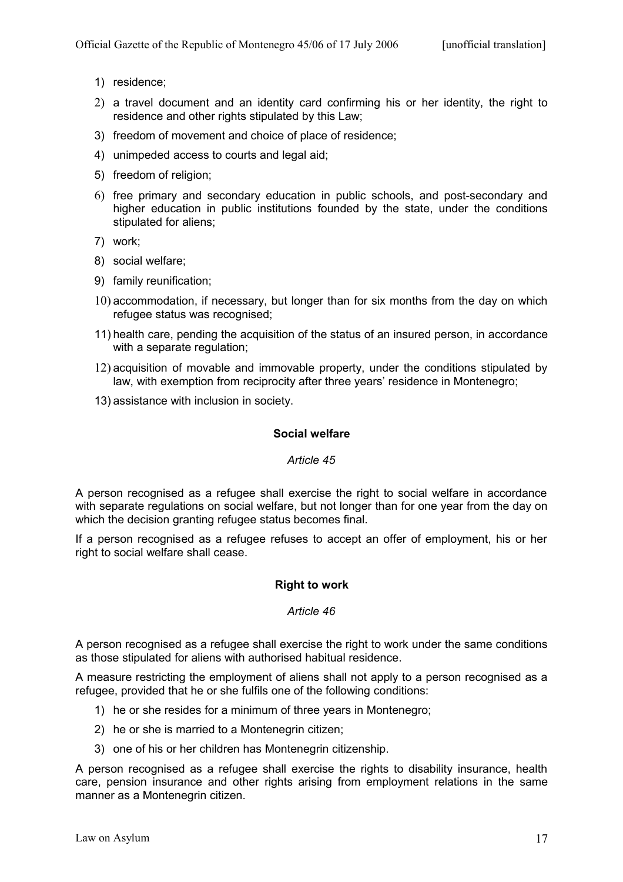1) residence;
2) a travel document and an identity card confirming his or her identity, the right to residence and other rights stipulated by this Law;
3) freedom of movement and choice of place of residence;
4) unimpeded access to courts and legal aid;
5) freedom of religion;
6) free primary and secondary education in public schools, and post-secondary and higher education in public institutions founded by the state, under the conditions stipulated for aliens;
7) work;
8) social welfare;
9) family reunification;
10) accommodation, if necessary, but longer than for six months from the day on which refugee status was recognised;
11) health care, pending the acquisition of the status of an insured person, in accordance with a separate regulation;
12) acquisition of movable and immovable property, under the conditions stipulated by law, with exemption from reciprocity after three years' residence in Montenegro;
13) assistance with inclusion in society.

### Social welfare

*Article 45*

A person recognised as a refugee shall exercise the right to social welfare in accordance with separate regulations on social welfare, but not longer than for one year from the day on which the decision granting refugee status becomes final.

If a person recognised as a refugee refuses to accept an offer of employment, his or her right to social welfare shall cease.

### Right to work

*Article 46*

A person recognised as a refugee shall exercise the right to work under the same conditions as those stipulated for aliens with authorised habitual residence.

A measure restricting the employment of aliens shall not apply to a person recognised as a refugee, provided that he or she fulfils one of the following conditions:

1) he or she resides for a minimum of three years in Montenegro;
2) he or she is married to a Montenegrin citizen;
3) one of his or her children has Montenegrin citizenship.

A person recognised as a refugee shall exercise the rights to disability insurance, health care, pension insurance and other rights arising from employment relations in the same manner as a Montenegrin citizen.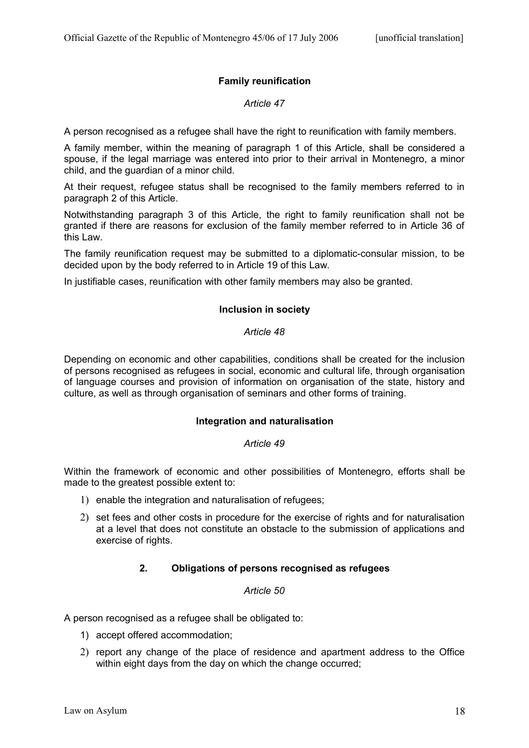### Family reunification

*Article 47*

A person recognised as a refugee shall have the right to reunification with family members.

A family member, within the meaning of paragraph 1 of this Article, shall be considered a spouse, if the legal marriage was entered into prior to their arrival in Montenegro, a minor child, and the guardian of a minor child.

At their request, refugee status shall be recognised to the family members referred to in paragraph 2 of this Article.

Notwithstanding paragraph 3 of this Article, the right to family reunification shall not be granted if there are reasons for exclusion of the family member referred to in Article 36 of this Law.

The family reunification request may be submitted to a diplomatic-consular mission, to be decided upon by the body referred to in Article 19 of this Law.

In justifiable cases, reunification with other family members may also be granted.

### Inclusion in society

*Article 48*

Depending on economic and other capabilities, conditions shall be created for the inclusion of persons recognised as refugees in social, economic and cultural life, through organisation of language courses and provision of information on organisation of the state, history and culture, as well as through organisation of seminars and other forms of training.

### Integration and naturalisation

*Article 49*

Within the framework of economic and other possibilities of Montenegro, efforts shall be made to the greatest possible extent to:

1) enable the integration and naturalisation of refugees;
2) set fees and other costs in procedure for the exercise of rights and for naturalisation at a level that does not constitute an obstacle to the submission of applications and exercise of rights.

## 2. Obligations of persons recognised as refugees

*Article 50*

A person recognised as a refugee shall be obligated to:

1) accept offered accommodation;
2) report any change of the place of residence and apartment address to the Office within eight days from the day on which the change occurred;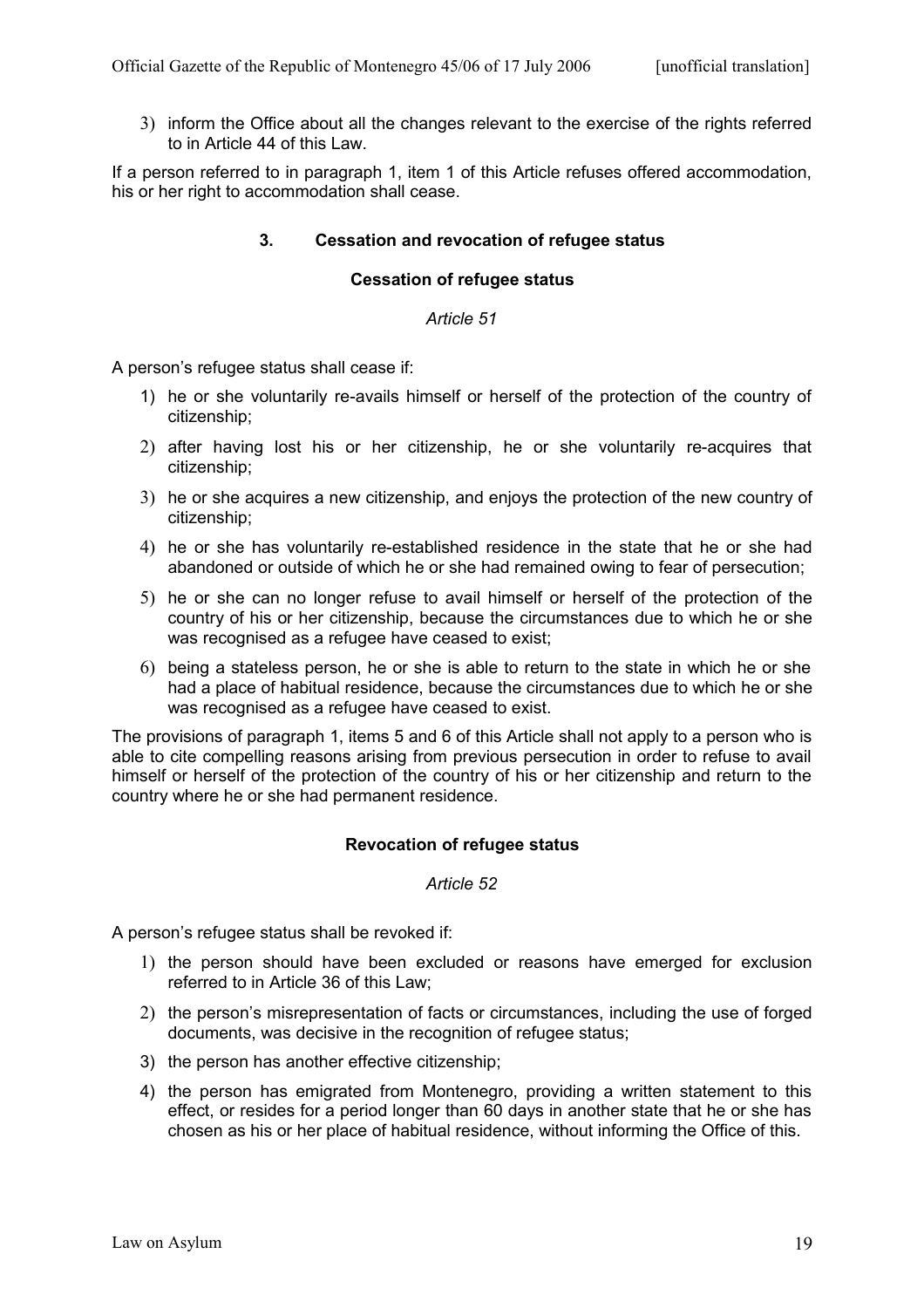3) inform the Office about all the changes relevant to the exercise of the rights referred to in Article 44 of this Law.

If a person referred to in paragraph 1, item 1 of this Article refuses offered accommodation, his or her right to accommodation shall cease.

## 3. Cessation and revocation of refugee status

### Cessation of refugee status

*Article 51*

A person's refugee status shall cease if:

1) he or she voluntarily re-avails himself or herself of the protection of the country of citizenship;
2) after having lost his or her citizenship, he or she voluntarily re-acquires that citizenship;
3) he or she acquires a new citizenship, and enjoys the protection of the new country of citizenship;
4) he or she has voluntarily re-established residence in the state that he or she had abandoned or outside of which he or she had remained owing to fear of persecution;
5) he or she can no longer refuse to avail himself or herself of the protection of the country of his or her citizenship, because the circumstances due to which he or she was recognised as a refugee have ceased to exist;
6) being a stateless person, he or she is able to return to the state in which he or she had a place of habitual residence, because the circumstances due to which he or she was recognised as a refugee have ceased to exist.

The provisions of paragraph 1, items 5 and 6 of this Article shall not apply to a person who is able to cite compelling reasons arising from previous persecution in order to refuse to avail himself or herself of the protection of the country of his or her citizenship and return to the country where he or she had permanent residence.

### Revocation of refugee status

*Article 52*

A person's refugee status shall be revoked if:

1) the person should have been excluded or reasons have emerged for exclusion referred to in Article 36 of this Law;
2) the person's misrepresentation of facts or circumstances, including the use of forged documents, was decisive in the recognition of refugee status;
3) the person has another effective citizenship;
4) the person has emigrated from Montenegro, providing a written statement to this effect, or resides for a period longer than 60 days in another state that he or she has chosen as his or her place of habitual residence, without informing the Office of this.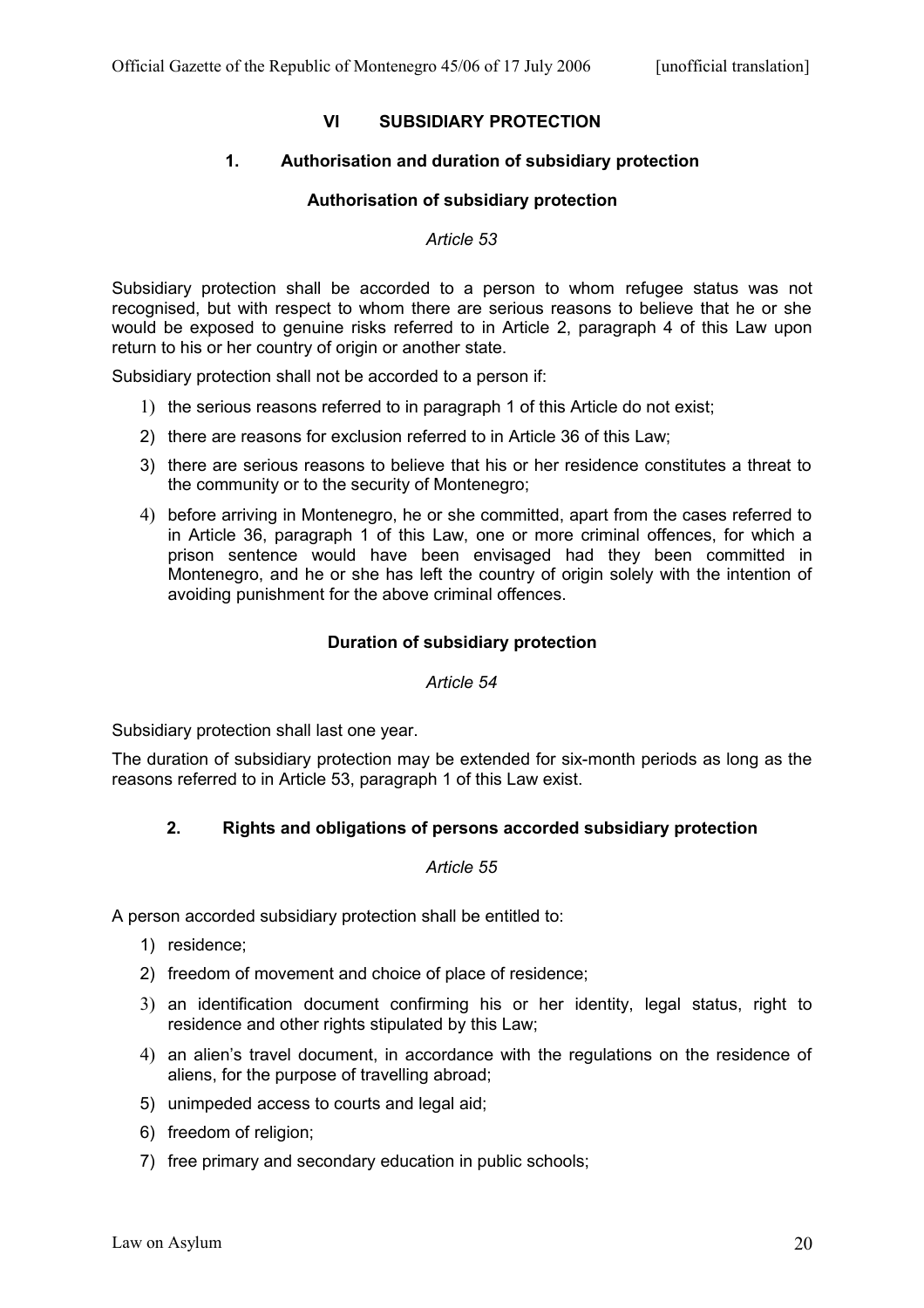## VI SUBSIDIARY PROTECTION

### 1. Authorisation and duration of subsidiary protection

#### Authorisation of subsidiary protection

*Article 53*

Subsidiary protection shall be accorded to a person to whom refugee status was not recognised, but with respect to whom there are serious reasons to believe that he or she would be exposed to genuine risks referred to in Article 2, paragraph 4 of this Law upon return to his or her country of origin or another state.

Subsidiary protection shall not be accorded to a person if:

1) the serious reasons referred to in paragraph 1 of this Article do not exist;
2) there are reasons for exclusion referred to in Article 36 of this Law;
3) there are serious reasons to believe that his or her residence constitutes a threat to the community or to the security of Montenegro;
4) before arriving in Montenegro, he or she committed, apart from the cases referred to in Article 36, paragraph 1 of this Law, one or more criminal offences, for which a prison sentence would have been envisaged had they been committed in Montenegro, and he or she has left the country of origin solely with the intention of avoiding punishment for the above criminal offences.

#### Duration of subsidiary protection

*Article 54*

Subsidiary protection shall last one year.

The duration of subsidiary protection may be extended for six-month periods as long as the reasons referred to in Article 53, paragraph 1 of this Law exist.

### 2. Rights and obligations of persons accorded subsidiary protection

*Article 55*

A person accorded subsidiary protection shall be entitled to:

1) residence;
2) freedom of movement and choice of place of residence;
3) an identification document confirming his or her identity, legal status, right to residence and other rights stipulated by this Law;
4) an alien's travel document, in accordance with the regulations on the residence of aliens, for the purpose of travelling abroad;
5) unimpeded access to courts and legal aid;
6) freedom of religion;
7) free primary and secondary education in public schools;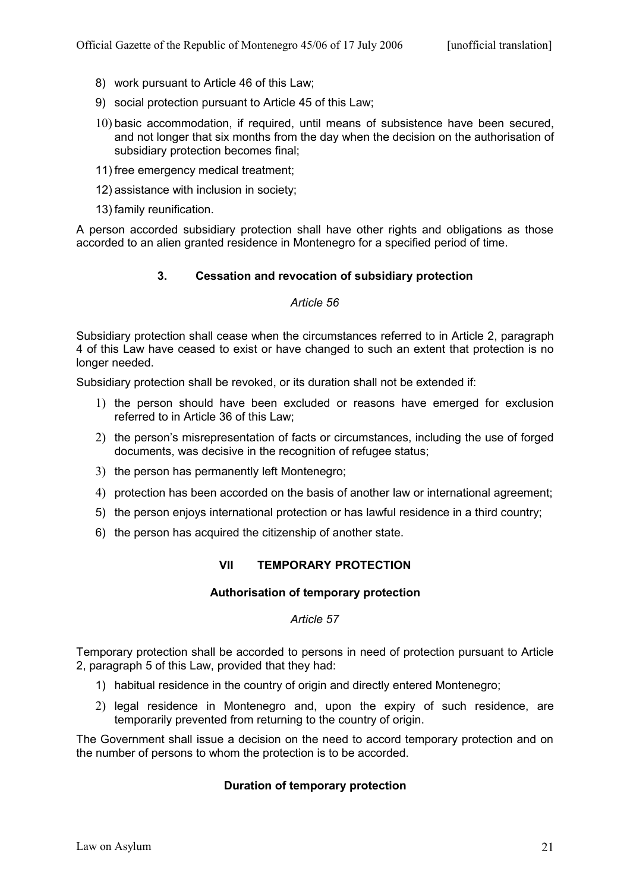8) work pursuant to Article 46 of this Law;
9) social protection pursuant to Article 45 of this Law;
10) basic accommodation, if required, until means of subsistence have been secured, and not longer that six months from the day when the decision on the authorisation of subsidiary protection becomes final;
11) free emergency medical treatment;
12) assistance with inclusion in society;
13) family reunification.

A person accorded subsidiary protection shall have other rights and obligations as those accorded to an alien granted residence in Montenegro for a specified period of time.

### 3. Cessation and revocation of subsidiary protection

*Article 56*

Subsidiary protection shall cease when the circumstances referred to in Article 2, paragraph 4 of this Law have ceased to exist or have changed to such an extent that protection is no longer needed.

Subsidiary protection shall be revoked, or its duration shall not be extended if:

1) the person should have been excluded or reasons have emerged for exclusion referred to in Article 36 of this Law;
2) the person's misrepresentation of facts or circumstances, including the use of forged documents, was decisive in the recognition of refugee status;
3) the person has permanently left Montenegro;
4) protection has been accorded on the basis of another law or international agreement;
5) the person enjoys international protection or has lawful residence in a third country;
6) the person has acquired the citizenship of another state.

## VII TEMPORARY PROTECTION

### Authorisation of temporary protection

*Article 57*

Temporary protection shall be accorded to persons in need of protection pursuant to Article 2, paragraph 5 of this Law, provided that they had:

1) habitual residence in the country of origin and directly entered Montenegro;
2) legal residence in Montenegro and, upon the expiry of such residence, are temporarily prevented from returning to the country of origin.

The Government shall issue a decision on the need to accord temporary protection and on the number of persons to whom the protection is to be accorded.

### Duration of temporary protection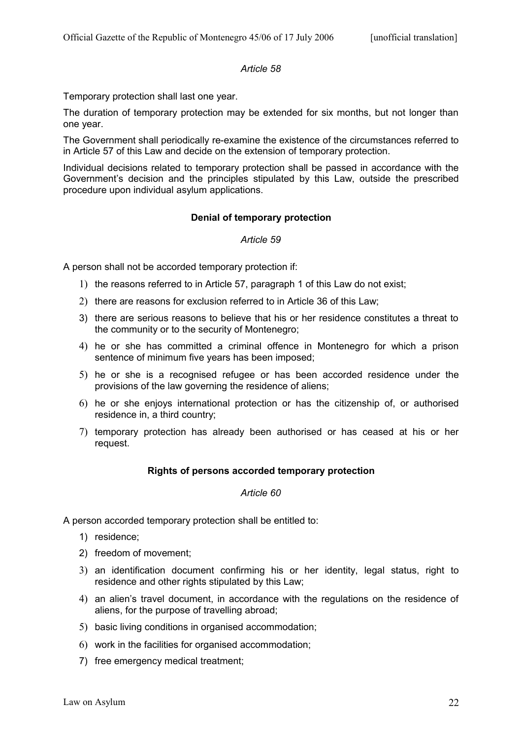*Article 58*

Temporary protection shall last one year.

The duration of temporary protection may be extended for six months, but not longer than one year.

The Government shall periodically re-examine the existence of the circumstances referred to in Article 57 of this Law and decide on the extension of temporary protection.

Individual decisions related to temporary protection shall be passed in accordance with the Government's decision and the principles stipulated by this Law, outside the prescribed procedure upon individual asylum applications.

**Denial of temporary protection**

*Article 59*

A person shall not be accorded temporary protection if:

1) the reasons referred to in Article 57, paragraph 1 of this Law do not exist;
2) there are reasons for exclusion referred to in Article 36 of this Law;
3) there are serious reasons to believe that his or her residence constitutes a threat to the community or to the security of Montenegro;
4) he or she has committed a criminal offence in Montenegro for which a prison sentence of minimum five years has been imposed;
5) he or she is a recognised refugee or has been accorded residence under the provisions of the law governing the residence of aliens;
6) he or she enjoys international protection or has the citizenship of, or authorised residence in, a third country;
7) temporary protection has already been authorised or has ceased at his or her request.

**Rights of persons accorded temporary protection**

*Article 60*

A person accorded temporary protection shall be entitled to:

1) residence;
2) freedom of movement;
3) an identification document confirming his or her identity, legal status, right to residence and other rights stipulated by this Law;
4) an alien's travel document, in accordance with the regulations on the residence of aliens, for the purpose of travelling abroad;
5) basic living conditions in organised accommodation;
6) work in the facilities for organised accommodation;
7) free emergency medical treatment;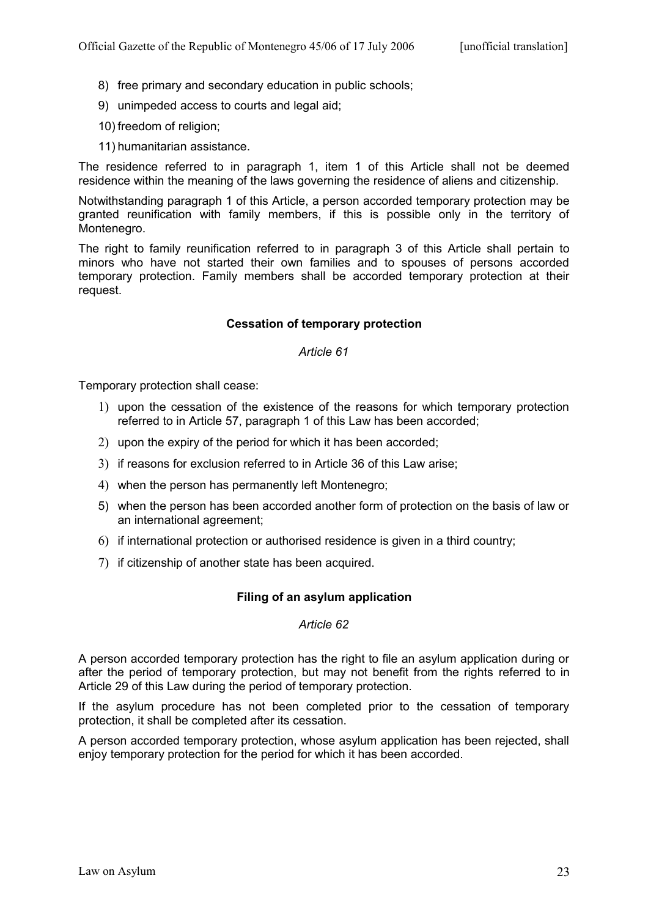8) free primary and secondary education in public schools;

9) unimpeded access to courts and legal aid;

10) freedom of religion;

11) humanitarian assistance.

The residence referred to in paragraph 1, item 1 of this Article shall not be deemed residence within the meaning of the laws governing the residence of aliens and citizenship.

Notwithstanding paragraph 1 of this Article, a person accorded temporary protection may be granted reunification with family members, if this is possible only in the territory of Montenegro.

The right to family reunification referred to in paragraph 3 of this Article shall pertain to minors who have not started their own families and to spouses of persons accorded temporary protection. Family members shall be accorded temporary protection at their request.

**Cessation of temporary protection**

*Article 61*

Temporary protection shall cease:

1) upon the cessation of the existence of the reasons for which temporary protection referred to in Article 57, paragraph 1 of this Law has been accorded;
2) upon the expiry of the period for which it has been accorded;
3) if reasons for exclusion referred to in Article 36 of this Law arise;
4) when the person has permanently left Montenegro;
5) when the person has been accorded another form of protection on the basis of law or an international agreement;
6) if international protection or authorised residence is given in a third country;
7) if citizenship of another state has been acquired.

**Filing of an asylum application**

*Article 62*

A person accorded temporary protection has the right to file an asylum application during or after the period of temporary protection, but may not benefit from the rights referred to in Article 29 of this Law during the period of temporary protection.

If the asylum procedure has not been completed prior to the cessation of temporary protection, it shall be completed after its cessation.

A person accorded temporary protection, whose asylum application has been rejected, shall enjoy temporary protection for the period for which it has been accorded.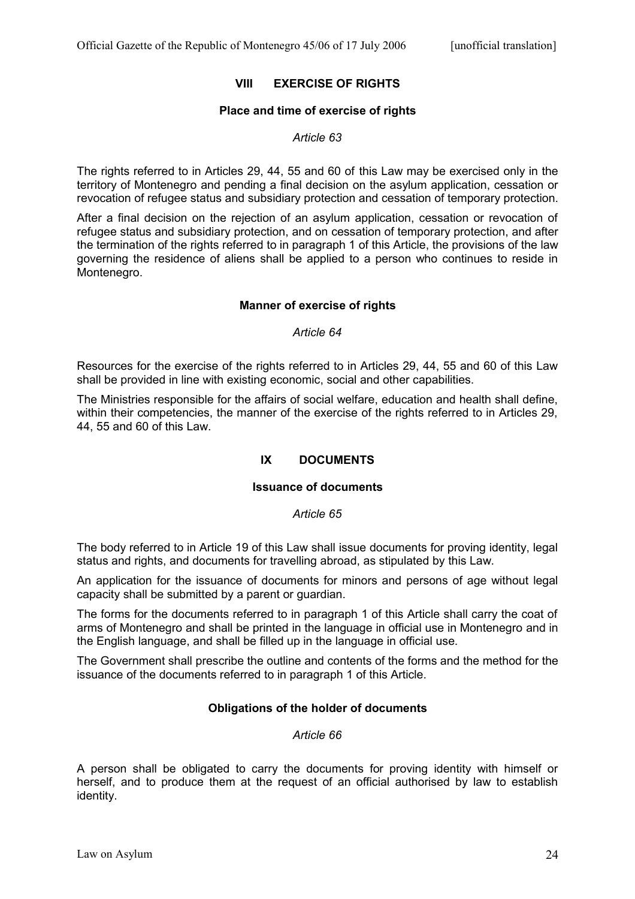## VIII EXERCISE OF RIGHTS

### Place and time of exercise of rights

*Article 63*

The rights referred to in Articles 29, 44, 55 and 60 of this Law may be exercised only in the territory of Montenegro and pending a final decision on the asylum application, cessation or revocation of refugee status and subsidiary protection and cessation of temporary protection.

After a final decision on the rejection of an asylum application, cessation or revocation of refugee status and subsidiary protection, and on cessation of temporary protection, and after the termination of the rights referred to in paragraph 1 of this Article, the provisions of the law governing the residence of aliens shall be applied to a person who continues to reside in Montenegro.

### Manner of exercise of rights

*Article 64*

Resources for the exercise of the rights referred to in Articles 29, 44, 55 and 60 of this Law shall be provided in line with existing economic, social and other capabilities.

The Ministries responsible for the affairs of social welfare, education and health shall define, within their competencies, the manner of the exercise of the rights referred to in Articles 29, 44, 55 and 60 of this Law.

## IX DOCUMENTS

### Issuance of documents

*Article 65*

The body referred to in Article 19 of this Law shall issue documents for proving identity, legal status and rights, and documents for travelling abroad, as stipulated by this Law.

An application for the issuance of documents for minors and persons of age without legal capacity shall be submitted by a parent or guardian.

The forms for the documents referred to in paragraph 1 of this Article shall carry the coat of arms of Montenegro and shall be printed in the language in official use in Montenegro and in the English language, and shall be filled up in the language in official use.

The Government shall prescribe the outline and contents of the forms and the method for the issuance of the documents referred to in paragraph 1 of this Article.

### Obligations of the holder of documents

*Article 66*

A person shall be obligated to carry the documents for proving identity with himself or herself, and to produce them at the request of an official authorised by law to establish identity.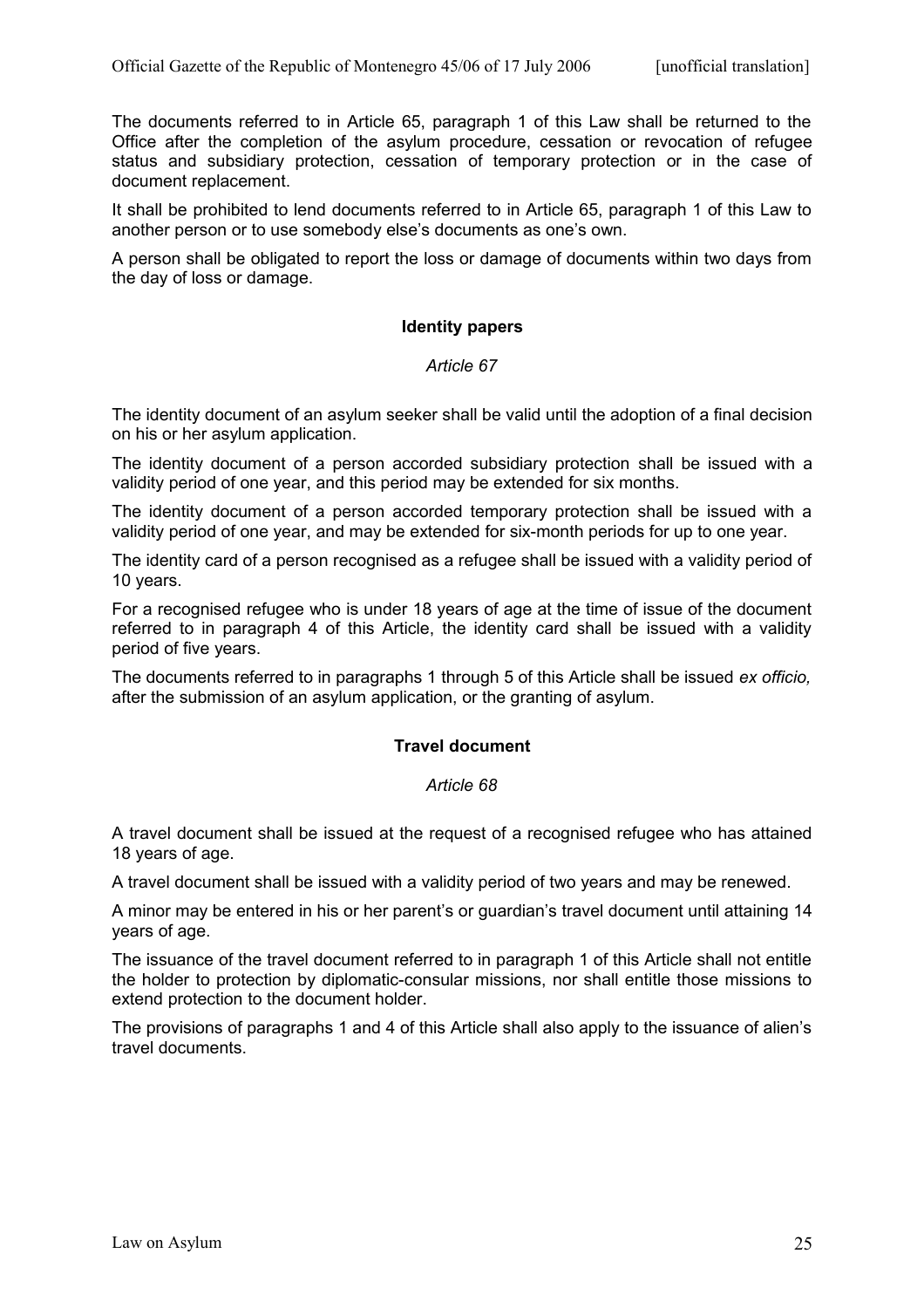The documents referred to in Article 65, paragraph 1 of this Law shall be returned to the Office after the completion of the asylum procedure, cessation or revocation of refugee status and subsidiary protection, cessation of temporary protection or in the case of document replacement.

It shall be prohibited to lend documents referred to in Article 65, paragraph 1 of this Law to another person or to use somebody else's documents as one's own.

A person shall be obligated to report the loss or damage of documents within two days from the day of loss or damage.

### Identity papers

*Article 67*

The identity document of an asylum seeker shall be valid until the adoption of a final decision on his or her asylum application.

The identity document of a person accorded subsidiary protection shall be issued with a validity period of one year, and this period may be extended for six months.

The identity document of a person accorded temporary protection shall be issued with a validity period of one year, and may be extended for six-month periods for up to one year.

The identity card of a person recognised as a refugee shall be issued with a validity period of 10 years.

For a recognised refugee who is under 18 years of age at the time of issue of the document referred to in paragraph 4 of this Article, the identity card shall be issued with a validity period of five years.

The documents referred to in paragraphs 1 through 5 of this Article shall be issued *ex officio,* after the submission of an asylum application, or the granting of asylum.

### Travel document

*Article 68*

A travel document shall be issued at the request of a recognised refugee who has attained 18 years of age.

A travel document shall be issued with a validity period of two years and may be renewed.

A minor may be entered in his or her parent's or guardian's travel document until attaining 14 years of age.

The issuance of the travel document referred to in paragraph 1 of this Article shall not entitle the holder to protection by diplomatic-consular missions, nor shall entitle those missions to extend protection to the document holder.

The provisions of paragraphs 1 and 4 of this Article shall also apply to the issuance of alien's travel documents.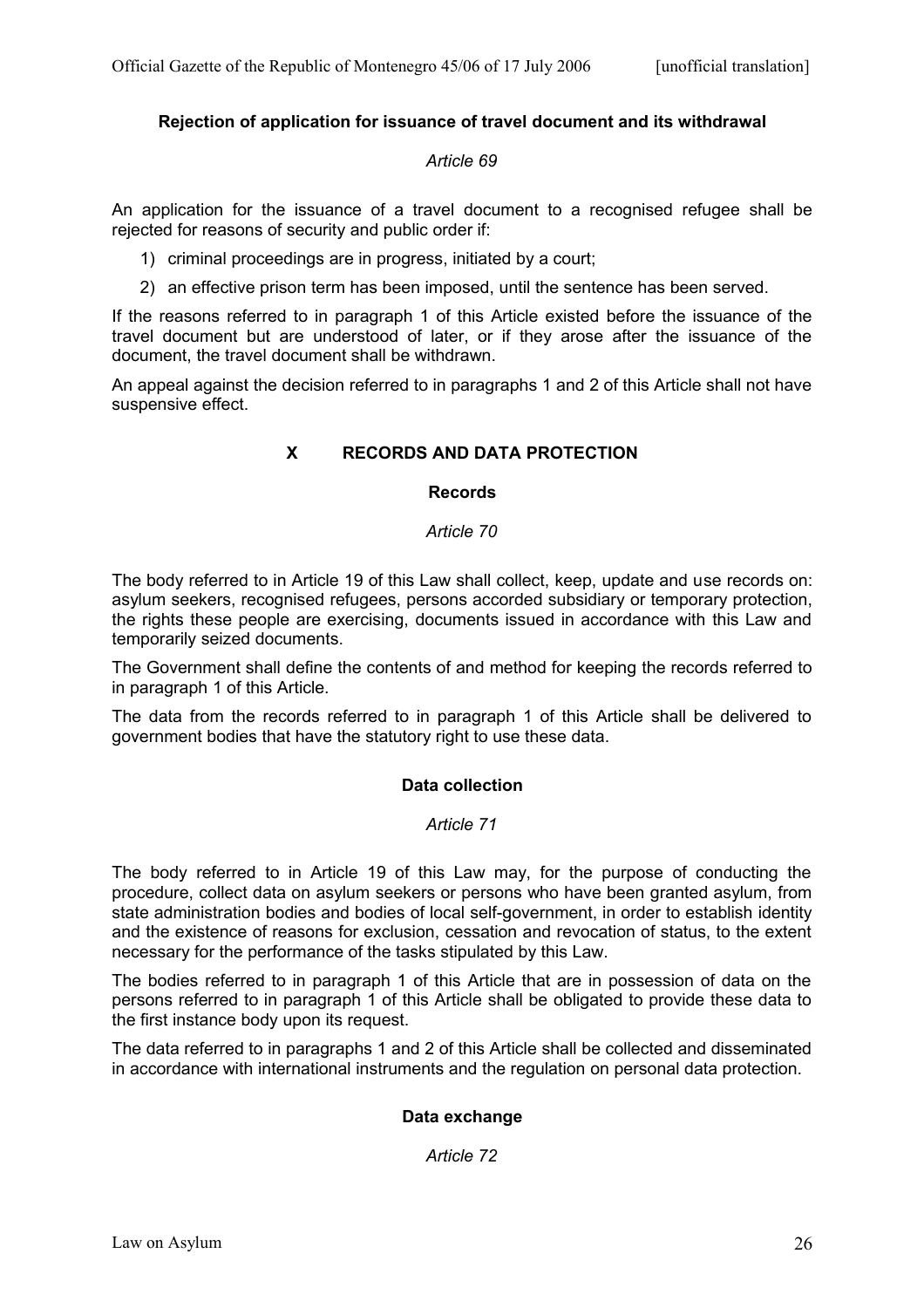#### Rejection of application for issuance of travel document and its withdrawal

*Article 69*

An application for the issuance of a travel document to a recognised refugee shall be rejected for reasons of security and public order if:

1) criminal proceedings are in progress, initiated by a court;
2) an effective prison term has been imposed, until the sentence has been served.

If the reasons referred to in paragraph 1 of this Article existed before the issuance of the travel document but are understood of later, or if they arose after the issuance of the document, the travel document shall be withdrawn.

An appeal against the decision referred to in paragraphs 1 and 2 of this Article shall not have suspensive effect.

## X RECORDS AND DATA PROTECTION

#### Records

*Article 70*

The body referred to in Article 19 of this Law shall collect, keep, update and use records on: asylum seekers, recognised refugees, persons accorded subsidiary or temporary protection, the rights these people are exercising, documents issued in accordance with this Law and temporarily seized documents.

The Government shall define the contents of and method for keeping the records referred to in paragraph 1 of this Article.

The data from the records referred to in paragraph 1 of this Article shall be delivered to government bodies that have the statutory right to use these data.

#### Data collection

*Article 71*

The body referred to in Article 19 of this Law may, for the purpose of conducting the procedure, collect data on asylum seekers or persons who have been granted asylum, from state administration bodies and bodies of local self-government, in order to establish identity and the existence of reasons for exclusion, cessation and revocation of status, to the extent necessary for the performance of the tasks stipulated by this Law.

The bodies referred to in paragraph 1 of this Article that are in possession of data on the persons referred to in paragraph 1 of this Article shall be obligated to provide these data to the first instance body upon its request.

The data referred to in paragraphs 1 and 2 of this Article shall be collected and disseminated in accordance with international instruments and the regulation on personal data protection.

#### Data exchange

*Article 72*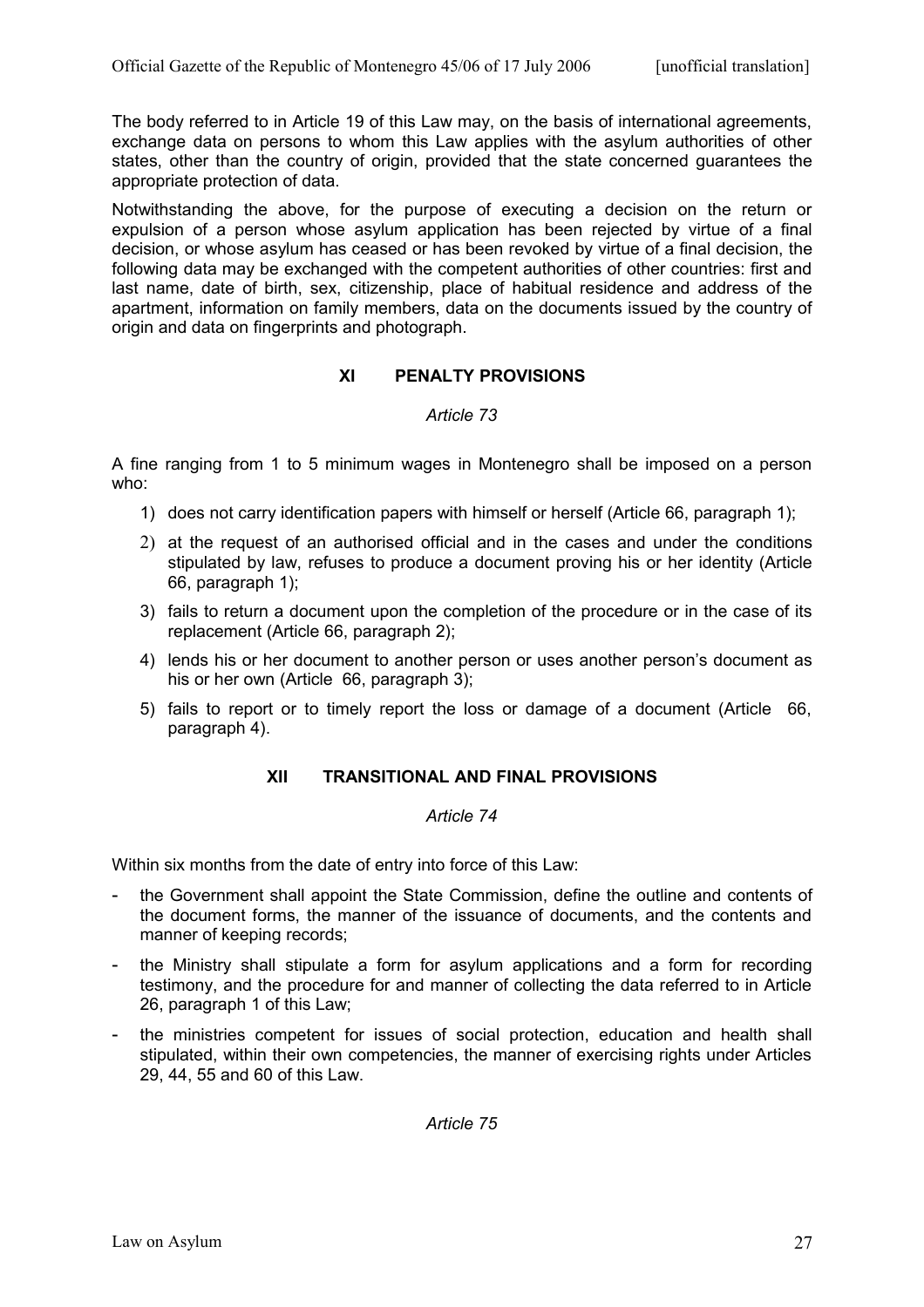The body referred to in Article 19 of this Law may, on the basis of international agreements, exchange data on persons to whom this Law applies with the asylum authorities of other states, other than the country of origin, provided that the state concerned guarantees the appropriate protection of data.

Notwithstanding the above, for the purpose of executing a decision on the return or expulsion of a person whose asylum application has been rejected by virtue of a final decision, or whose asylum has ceased or has been revoked by virtue of a final decision, the following data may be exchanged with the competent authorities of other countries: first and last name, date of birth, sex, citizenship, place of habitual residence and address of the apartment, information on family members, data on the documents issued by the country of origin and data on fingerprints and photograph.

## XI PENALTY PROVISIONS

*Article 73*

A fine ranging from 1 to 5 minimum wages in Montenegro shall be imposed on a person who:

1) does not carry identification papers with himself or herself (Article 66, paragraph 1);
2) at the request of an authorised official and in the cases and under the conditions stipulated by law, refuses to produce a document proving his or her identity (Article 66, paragraph 1);
3) fails to return a document upon the completion of the procedure or in the case of its replacement (Article 66, paragraph 2);
4) lends his or her document to another person or uses another person's document as his or her own (Article 66, paragraph 3);
5) fails to report or to timely report the loss or damage of a document (Article 66, paragraph 4).

## XII TRANSITIONAL AND FINAL PROVISIONS

*Article 74*

Within six months from the date of entry into force of this Law:

- the Government shall appoint the State Commission, define the outline and contents of the document forms, the manner of the issuance of documents, and the contents and manner of keeping records;
- the Ministry shall stipulate a form for asylum applications and a form for recording testimony, and the procedure for and manner of collecting the data referred to in Article 26, paragraph 1 of this Law;
- the ministries competent for issues of social protection, education and health shall stipulated, within their own competencies, the manner of exercising rights under Articles 29, 44, 55 and 60 of this Law.

*Article 75*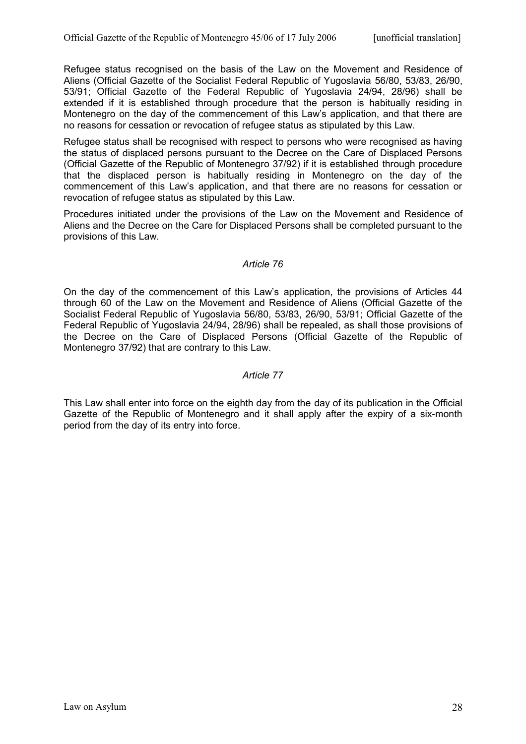Refugee status recognised on the basis of the Law on the Movement and Residence of Aliens (Official Gazette of the Socialist Federal Republic of Yugoslavia 56/80, 53/83, 26/90, 53/91; Official Gazette of the Federal Republic of Yugoslavia 24/94, 28/96) shall be extended if it is established through procedure that the person is habitually residing in Montenegro on the day of the commencement of this Law's application, and that there are no reasons for cessation or revocation of refugee status as stipulated by this Law.

Refugee status shall be recognised with respect to persons who were recognised as having the status of displaced persons pursuant to the Decree on the Care of Displaced Persons (Official Gazette of the Republic of Montenegro 37/92) if it is established through procedure that the displaced person is habitually residing in Montenegro on the day of the commencement of this Law's application, and that there are no reasons for cessation or revocation of refugee status as stipulated by this Law.

Procedures initiated under the provisions of the Law on the Movement and Residence of Aliens and the Decree on the Care for Displaced Persons shall be completed pursuant to the provisions of this Law.

*Article 76*

On the day of the commencement of this Law's application, the provisions of Articles 44 through 60 of the Law on the Movement and Residence of Aliens (Official Gazette of the Socialist Federal Republic of Yugoslavia 56/80, 53/83, 26/90, 53/91; Official Gazette of the Federal Republic of Yugoslavia 24/94, 28/96) shall be repealed, as shall those provisions of the Decree on the Care of Displaced Persons (Official Gazette of the Republic of Montenegro 37/92) that are contrary to this Law.

*Article 77*

This Law shall enter into force on the eighth day from the day of its publication in the Official Gazette of the Republic of Montenegro and it shall apply after the expiry of a six-month period from the day of its entry into force.